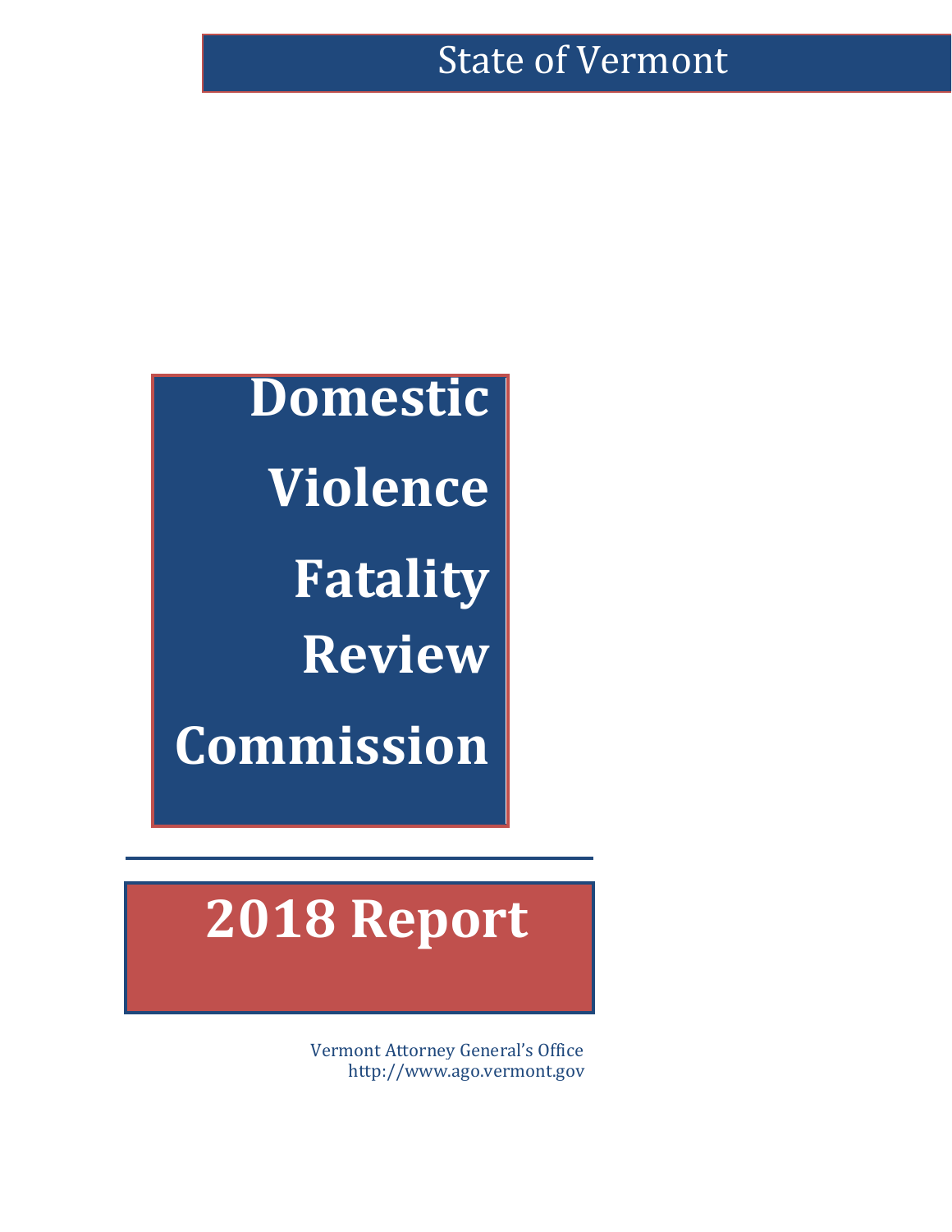State of Vermont

# Domestic Violence Fatality Review Commission

# 2018 Report

Vermont Attorney General's Office
http://www.ago.vermont.gov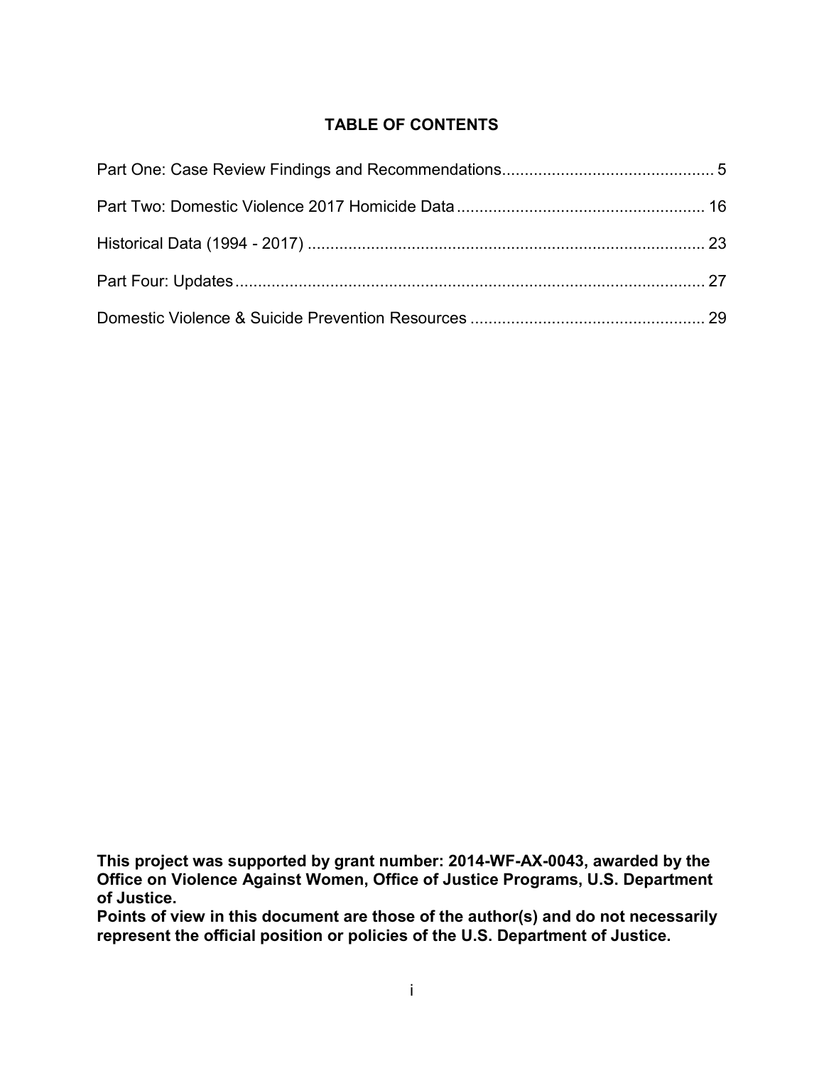# TABLE OF CONTENTS

Part One: Case Review Findings and Recommendations .............................................. 5

Part Two: Domestic Violence 2017 Homicide Data ...................................................... 16

Historical Data (1994 - 2017) ....................................................................................... 23

Part Four: Updates ........................................................................................................ 27

Domestic Violence & Suicide Prevention Resources ................................................... 29

**This project was supported by grant number: 2014-WF-AX-0043, awarded by the Office on Violence Against Women, Office of Justice Programs, U.S. Department of Justice.**
**Points of view in this document are those of the author(s) and do not necessarily represent the official position or policies of the U.S. Department of Justice.**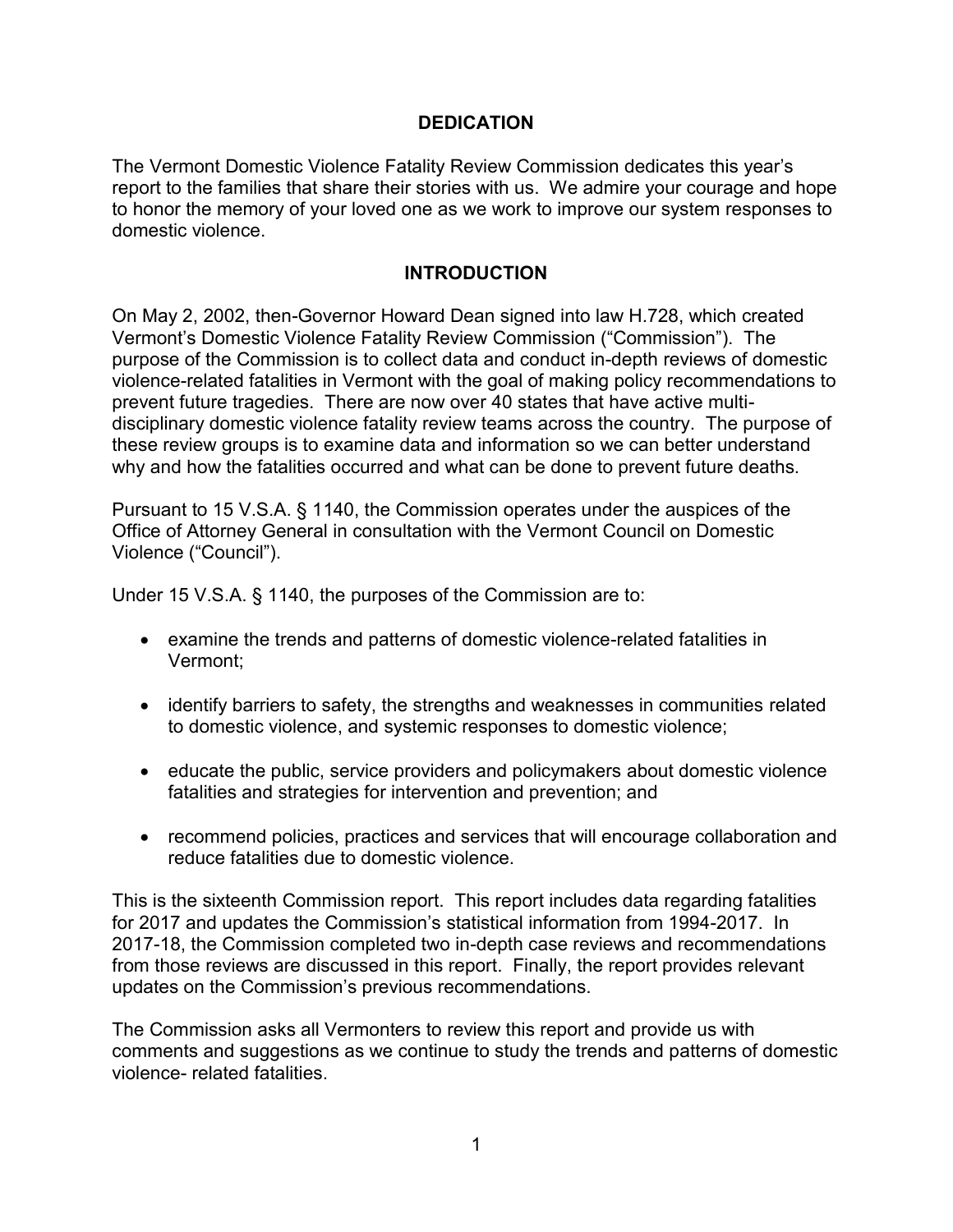## DEDICATION

The Vermont Domestic Violence Fatality Review Commission dedicates this year's report to the families that share their stories with us. We admire your courage and hope to honor the memory of your loved one as we work to improve our system responses to domestic violence.

## INTRODUCTION

On May 2, 2002, then-Governor Howard Dean signed into law H.728, which created Vermont's Domestic Violence Fatality Review Commission ("Commission"). The purpose of the Commission is to collect data and conduct in-depth reviews of domestic violence-related fatalities in Vermont with the goal of making policy recommendations to prevent future tragedies. There are now over 40 states that have active multi-disciplinary domestic violence fatality review teams across the country. The purpose of these review groups is to examine data and information so we can better understand why and how the fatalities occurred and what can be done to prevent future deaths.

Pursuant to 15 V.S.A. § 1140, the Commission operates under the auspices of the Office of Attorney General in consultation with the Vermont Council on Domestic Violence ("Council").

Under 15 V.S.A. § 1140, the purposes of the Commission are to:

- examine the trends and patterns of domestic violence-related fatalities in Vermont;
- identify barriers to safety, the strengths and weaknesses in communities related to domestic violence, and systemic responses to domestic violence;
- educate the public, service providers and policymakers about domestic violence fatalities and strategies for intervention and prevention; and
- recommend policies, practices and services that will encourage collaboration and reduce fatalities due to domestic violence.

This is the sixteenth Commission report. This report includes data regarding fatalities for 2017 and updates the Commission's statistical information from 1994-2017. In 2017-18, the Commission completed two in-depth case reviews and recommendations from those reviews are discussed in this report. Finally, the report provides relevant updates on the Commission's previous recommendations.

The Commission asks all Vermonters to review this report and provide us with comments and suggestions as we continue to study the trends and patterns of domestic violence- related fatalities.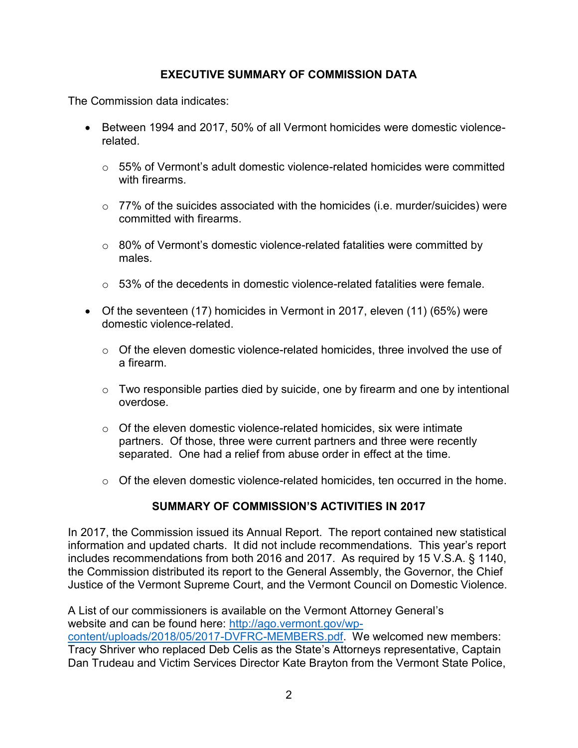## EXECUTIVE SUMMARY OF COMMISSION DATA

The Commission data indicates:

- Between 1994 and 2017, 50% of all Vermont homicides were domestic violence-related.
    - 55% of Vermont's adult domestic violence-related homicides were committed with firearms.
    - 77% of the suicides associated with the homicides (i.e. murder/suicides) were committed with firearms.
    - 80% of Vermont's domestic violence-related fatalities were committed by males.
    - 53% of the decedents in domestic violence-related fatalities were female.
- Of the seventeen (17) homicides in Vermont in 2017, eleven (11) (65%) were domestic violence-related.
    - Of the eleven domestic violence-related homicides, three involved the use of a firearm.
    - Two responsible parties died by suicide, one by firearm and one by intentional overdose.
    - Of the eleven domestic violence-related homicides, six were intimate partners. Of those, three were current partners and three were recently separated. One had a relief from abuse order in effect at the time.
    - Of the eleven domestic violence-related homicides, ten occurred in the home.

## SUMMARY OF COMMISSION'S ACTIVITIES IN 2017

In 2017, the Commission issued its Annual Report. The report contained new statistical information and updated charts. It did not include recommendations. This year's report includes recommendations from both 2016 and 2017. As required by 15 V.S.A. § 1140, the Commission distributed its report to the General Assembly, the Governor, the Chief Justice of the Vermont Supreme Court, and the Vermont Council on Domestic Violence.

A List of our commissioners is available on the Vermont Attorney General's website and can be found here: [http://ago.vermont.gov/wp-content/uploads/2018/05/2017-DVFRC-MEMBERS.pdf](http://ago.vermont.gov/wp-content/uploads/2018/05/2017-DVFRC-MEMBERS.pdf). We welcomed new members: Tracy Shriver who replaced Deb Celis as the State's Attorneys representative, Captain Dan Trudeau and Victim Services Director Kate Brayton from the Vermont State Police,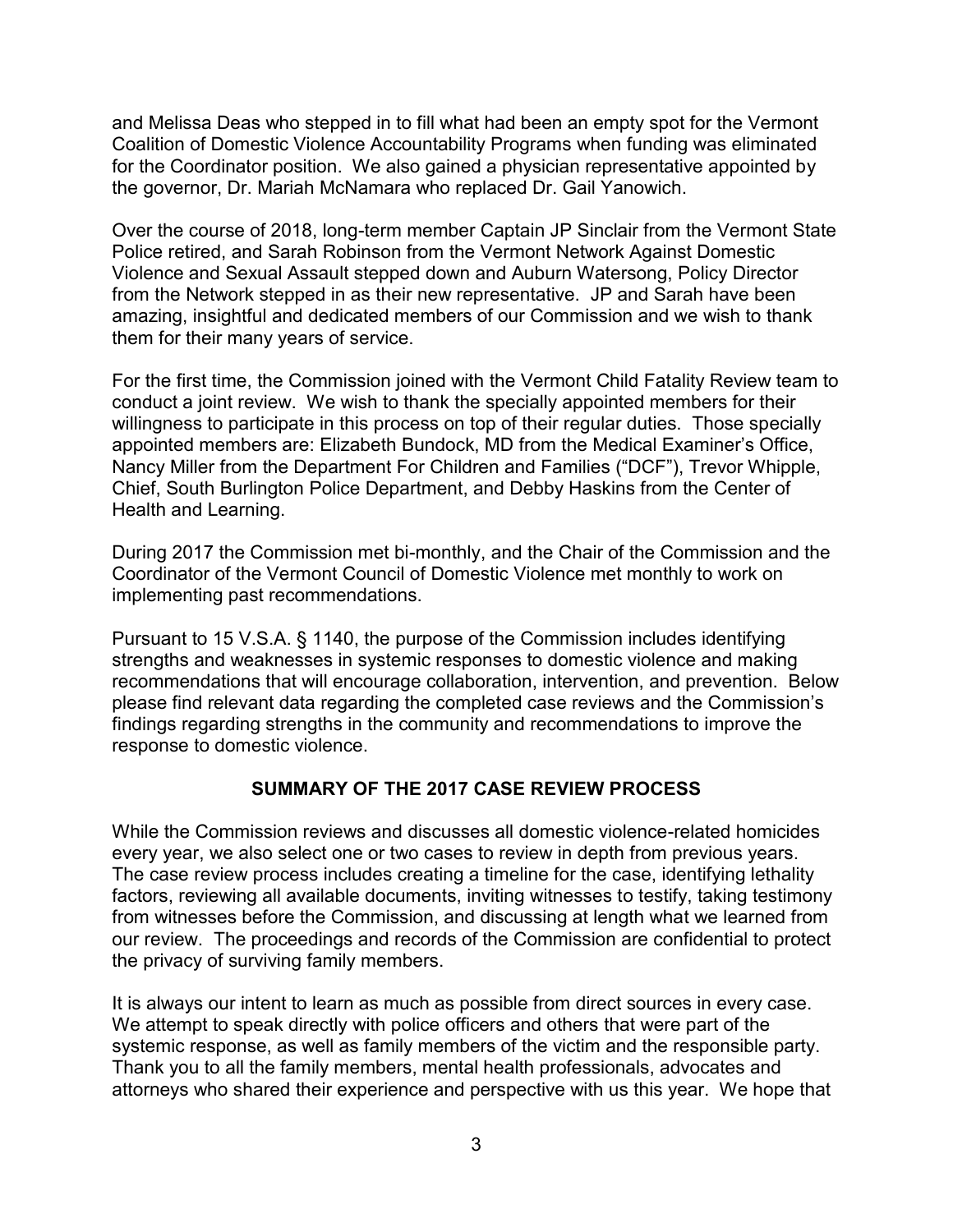and Melissa Deas who stepped in to fill what had been an empty spot for the Vermont Coalition of Domestic Violence Accountability Programs when funding was eliminated for the Coordinator position. We also gained a physician representative appointed by the governor, Dr. Mariah McNamara who replaced Dr. Gail Yanowich.

Over the course of 2018, long-term member Captain JP Sinclair from the Vermont State Police retired, and Sarah Robinson from the Vermont Network Against Domestic Violence and Sexual Assault stepped down and Auburn Watersong, Policy Director from the Network stepped in as their new representative. JP and Sarah have been amazing, insightful and dedicated members of our Commission and we wish to thank them for their many years of service.

For the first time, the Commission joined with the Vermont Child Fatality Review team to conduct a joint review. We wish to thank the specially appointed members for their willingness to participate in this process on top of their regular duties. Those specially appointed members are: Elizabeth Bundock, MD from the Medical Examiner's Office, Nancy Miller from the Department For Children and Families ("DCF"), Trevor Whipple, Chief, South Burlington Police Department, and Debby Haskins from the Center of Health and Learning.

During 2017 the Commission met bi-monthly, and the Chair of the Commission and the Coordinator of the Vermont Council of Domestic Violence met monthly to work on implementing past recommendations.

Pursuant to 15 V.S.A. § 1140, the purpose of the Commission includes identifying strengths and weaknesses in systemic responses to domestic violence and making recommendations that will encourage collaboration, intervention, and prevention. Below please find relevant data regarding the completed case reviews and the Commission's findings regarding strengths in the community and recommendations to improve the response to domestic violence.

## SUMMARY OF THE 2017 CASE REVIEW PROCESS

While the Commission reviews and discusses all domestic violence-related homicides every year, we also select one or two cases to review in depth from previous years. The case review process includes creating a timeline for the case, identifying lethality factors, reviewing all available documents, inviting witnesses to testify, taking testimony from witnesses before the Commission, and discussing at length what we learned from our review. The proceedings and records of the Commission are confidential to protect the privacy of surviving family members.

It is always our intent to learn as much as possible from direct sources in every case. We attempt to speak directly with police officers and others that were part of the systemic response, as well as family members of the victim and the responsible party. Thank you to all the family members, mental health professionals, advocates and attorneys who shared their experience and perspective with us this year. We hope that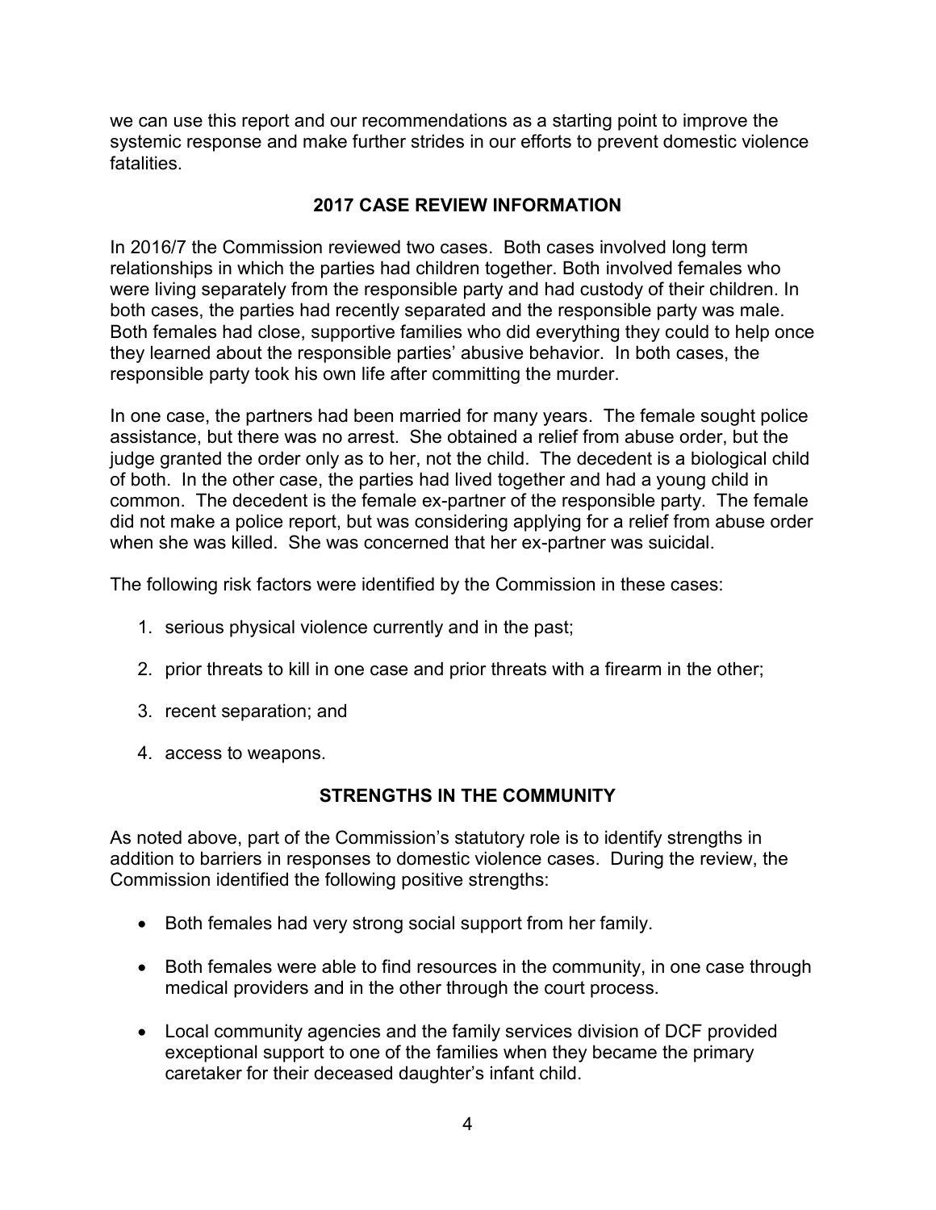we can use this report and our recommendations as a starting point to improve the systemic response and make further strides in our efforts to prevent domestic violence fatalities.

## 2017 CASE REVIEW INFORMATION

In 2016/7 the Commission reviewed two cases. Both cases involved long term relationships in which the parties had children together. Both involved females who were living separately from the responsible party and had custody of their children. In both cases, the parties had recently separated and the responsible party was male. Both females had close, supportive families who did everything they could to help once they learned about the responsible parties' abusive behavior. In both cases, the responsible party took his own life after committing the murder.

In one case, the partners had been married for many years. The female sought police assistance, but there was no arrest. She obtained a relief from abuse order, but the judge granted the order only as to her, not the child. The decedent is a biological child of both. In the other case, the parties had lived together and had a young child in common. The decedent is the female ex-partner of the responsible party. The female did not make a police report, but was considering applying for a relief from abuse order when she was killed. She was concerned that her ex-partner was suicidal.

The following risk factors were identified by the Commission in these cases:

1. serious physical violence currently and in the past;
2. prior threats to kill in one case and prior threats with a firearm in the other;
3. recent separation; and
4. access to weapons.

## STRENGTHS IN THE COMMUNITY

As noted above, part of the Commission's statutory role is to identify strengths in addition to barriers in responses to domestic violence cases. During the review, the Commission identified the following positive strengths:

- Both females had very strong social support from her family.
- Both females were able to find resources in the community, in one case through medical providers and in the other through the court process.
- Local community agencies and the family services division of DCF provided exceptional support to one of the families when they became the primary caretaker for their deceased daughter's infant child.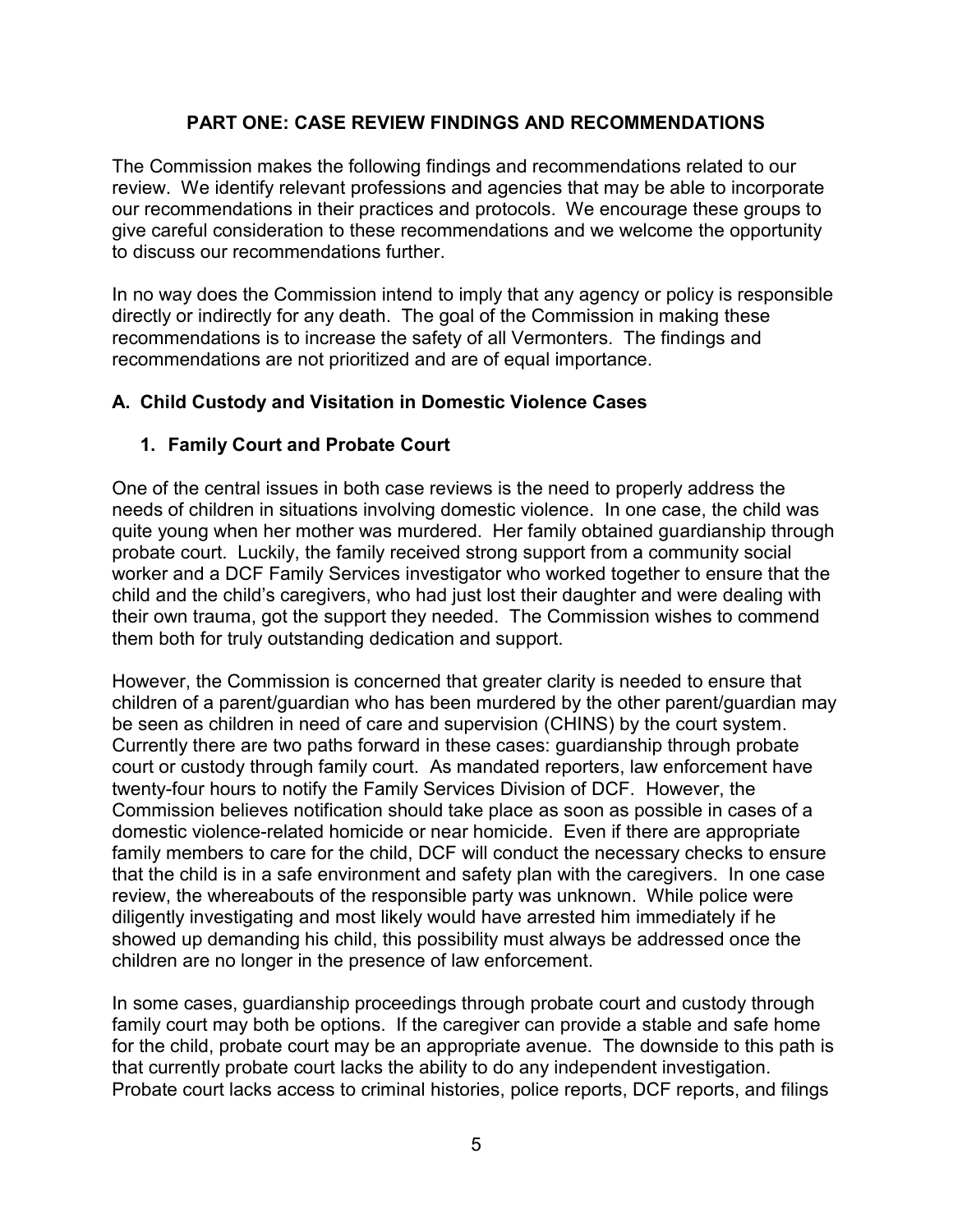## PART ONE: CASE REVIEW FINDINGS AND RECOMMENDATIONS

The Commission makes the following findings and recommendations related to our review. We identify relevant professions and agencies that may be able to incorporate our recommendations in their practices and protocols. We encourage these groups to give careful consideration to these recommendations and we welcome the opportunity to discuss our recommendations further.

In no way does the Commission intend to imply that any agency or policy is responsible directly or indirectly for any death. The goal of the Commission in making these recommendations is to increase the safety of all Vermonters. The findings and recommendations are not prioritized and are of equal importance.

### A. Child Custody and Visitation in Domestic Violence Cases

#### 1. Family Court and Probate Court

One of the central issues in both case reviews is the need to properly address the needs of children in situations involving domestic violence. In one case, the child was quite young when her mother was murdered. Her family obtained guardianship through probate court. Luckily, the family received strong support from a community social worker and a DCF Family Services investigator who worked together to ensure that the child and the child's caregivers, who had just lost their daughter and were dealing with their own trauma, got the support they needed. The Commission wishes to commend them both for truly outstanding dedication and support.

However, the Commission is concerned that greater clarity is needed to ensure that children of a parent/guardian who has been murdered by the other parent/guardian may be seen as children in need of care and supervision (CHINS) by the court system. Currently there are two paths forward in these cases: guardianship through probate court or custody through family court. As mandated reporters, law enforcement have twenty-four hours to notify the Family Services Division of DCF. However, the Commission believes notification should take place as soon as possible in cases of a domestic violence-related homicide or near homicide. Even if there are appropriate family members to care for the child, DCF will conduct the necessary checks to ensure that the child is in a safe environment and safety plan with the caregivers. In one case review, the whereabouts of the responsible party was unknown. While police were diligently investigating and most likely would have arrested him immediately if he showed up demanding his child, this possibility must always be addressed once the children are no longer in the presence of law enforcement.

In some cases, guardianship proceedings through probate court and custody through family court may both be options. If the caregiver can provide a stable and safe home for the child, probate court may be an appropriate avenue. The downside to this path is that currently probate court lacks the ability to do any independent investigation. Probate court lacks access to criminal histories, police reports, DCF reports, and filings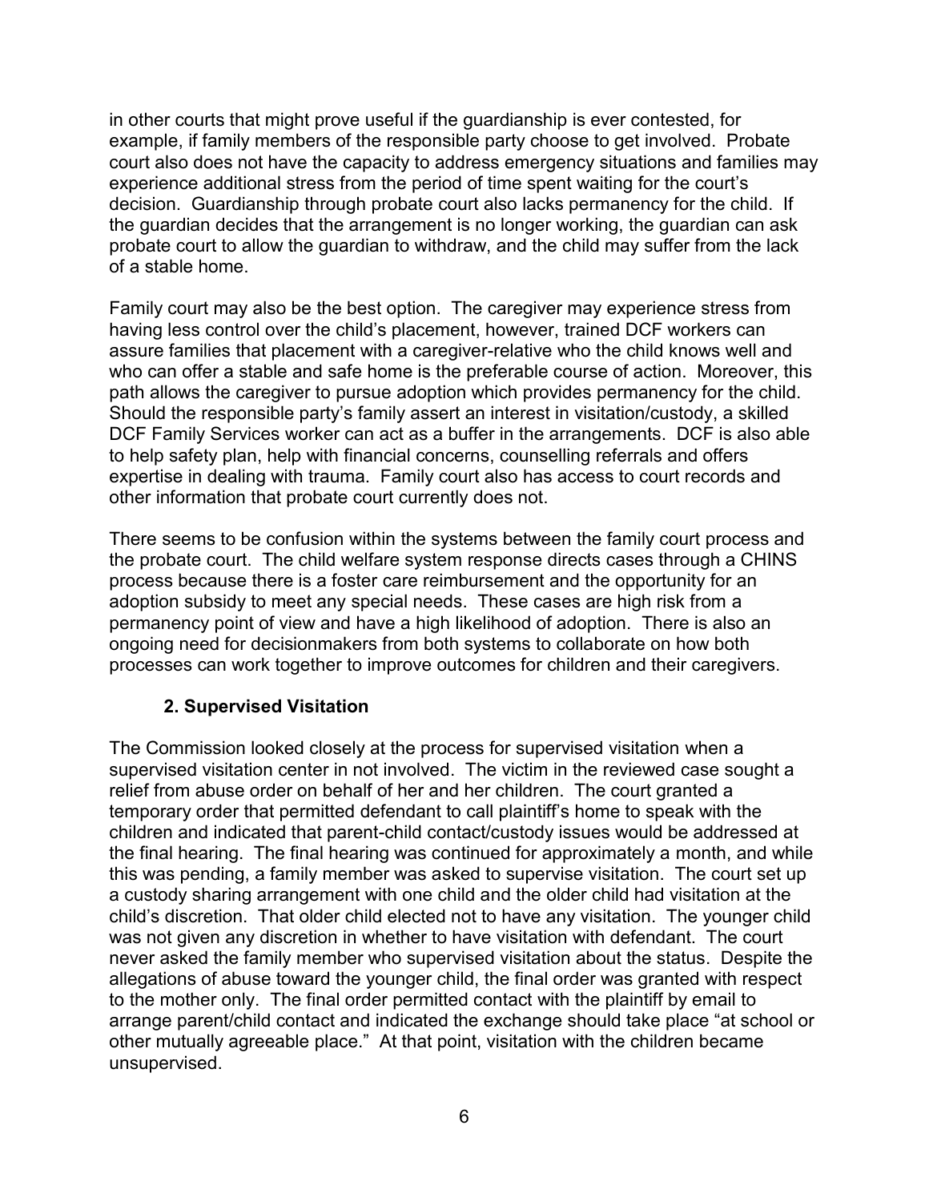in other courts that might prove useful if the guardianship is ever contested, for example, if family members of the responsible party choose to get involved. Probate court also does not have the capacity to address emergency situations and families may experience additional stress from the period of time spent waiting for the court's decision. Guardianship through probate court also lacks permanency for the child. If the guardian decides that the arrangement is no longer working, the guardian can ask probate court to allow the guardian to withdraw, and the child may suffer from the lack of a stable home.

Family court may also be the best option. The caregiver may experience stress from having less control over the child's placement, however, trained DCF workers can assure families that placement with a caregiver-relative who the child knows well and who can offer a stable and safe home is the preferable course of action. Moreover, this path allows the caregiver to pursue adoption which provides permanency for the child. Should the responsible party's family assert an interest in visitation/custody, a skilled DCF Family Services worker can act as a buffer in the arrangements. DCF is also able to help safety plan, help with financial concerns, counselling referrals and offers expertise in dealing with trauma. Family court also has access to court records and other information that probate court currently does not.

There seems to be confusion within the systems between the family court process and the probate court. The child welfare system response directs cases through a CHINS process because there is a foster care reimbursement and the opportunity for an adoption subsidy to meet any special needs. These cases are high risk from a permanency point of view and have a high likelihood of adoption. There is also an ongoing need for decisionmakers from both systems to collaborate on how both processes can work together to improve outcomes for children and their caregivers.

### 2. Supervised Visitation

The Commission looked closely at the process for supervised visitation when a supervised visitation center in not involved. The victim in the reviewed case sought a relief from abuse order on behalf of her and her children. The court granted a temporary order that permitted defendant to call plaintiff's home to speak with the children and indicated that parent-child contact/custody issues would be addressed at the final hearing. The final hearing was continued for approximately a month, and while this was pending, a family member was asked to supervise visitation. The court set up a custody sharing arrangement with one child and the older child had visitation at the child's discretion. That older child elected not to have any visitation. The younger child was not given any discretion in whether to have visitation with defendant. The court never asked the family member who supervised visitation about the status. Despite the allegations of abuse toward the younger child, the final order was granted with respect to the mother only. The final order permitted contact with the plaintiff by email to arrange parent/child contact and indicated the exchange should take place "at school or other mutually agreeable place." At that point, visitation with the children became unsupervised.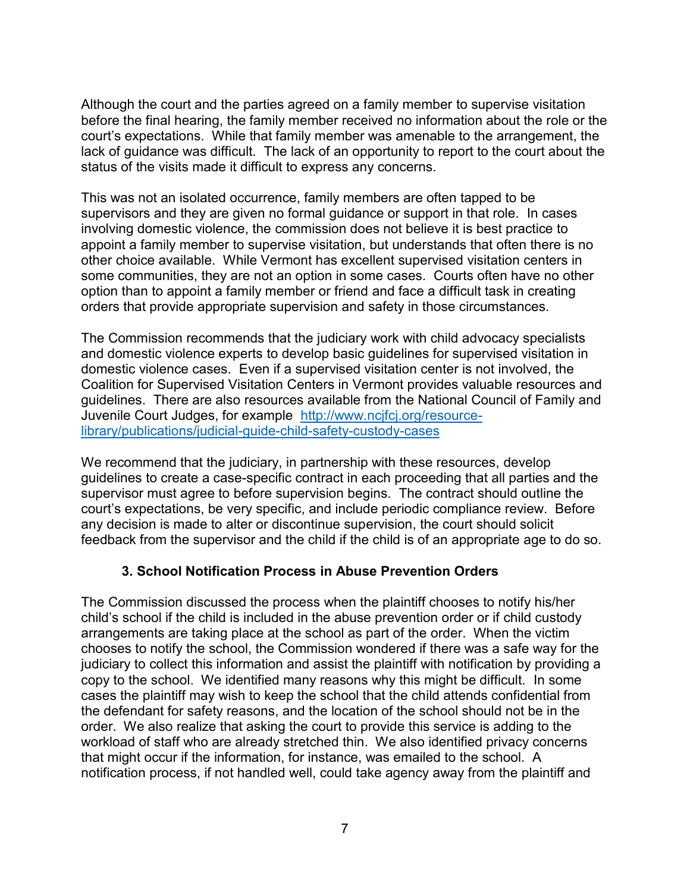Although the court and the parties agreed on a family member to supervise visitation before the final hearing, the family member received no information about the role or the court's expectations. While that family member was amenable to the arrangement, the lack of guidance was difficult. The lack of an opportunity to report to the court about the status of the visits made it difficult to express any concerns.

This was not an isolated occurrence, family members are often tapped to be supervisors and they are given no formal guidance or support in that role. In cases involving domestic violence, the commission does not believe it is best practice to appoint a family member to supervise visitation, but understands that often there is no other choice available. While Vermont has excellent supervised visitation centers in some communities, they are not an option in some cases. Courts often have no other option than to appoint a family member or friend and face a difficult task in creating orders that provide appropriate supervision and safety in those circumstances.

The Commission recommends that the judiciary work with child advocacy specialists and domestic violence experts to develop basic guidelines for supervised visitation in domestic violence cases. Even if a supervised visitation center is not involved, the Coalition for Supervised Visitation Centers in Vermont provides valuable resources and guidelines. There are also resources available from the National Council of Family and Juvenile Court Judges, for example [http://www.ncjfcj.org/resource-library/publications/judicial-guide-child-safety-custody-cases](http://www.ncjfcj.org/resource-library/publications/judicial-guide-child-safety-custody-cases)

We recommend that the judiciary, in partnership with these resources, develop guidelines to create a case-specific contract in each proceeding that all parties and the supervisor must agree to before supervision begins. The contract should outline the court's expectations, be very specific, and include periodic compliance review. Before any decision is made to alter or discontinue supervision, the court should solicit feedback from the supervisor and the child if the child is of an appropriate age to do so.

### 3. School Notification Process in Abuse Prevention Orders

The Commission discussed the process when the plaintiff chooses to notify his/her child's school if the child is included in the abuse prevention order or if child custody arrangements are taking place at the school as part of the order. When the victim chooses to notify the school, the Commission wondered if there was a safe way for the judiciary to collect this information and assist the plaintiff with notification by providing a copy to the school. We identified many reasons why this might be difficult. In some cases the plaintiff may wish to keep the school that the child attends confidential from the defendant for safety reasons, and the location of the school should not be in the order. We also realize that asking the court to provide this service is adding to the workload of staff who are already stretched thin. We also identified privacy concerns that might occur if the information, for instance, was emailed to the school. A notification process, if not handled well, could take agency away from the plaintiff and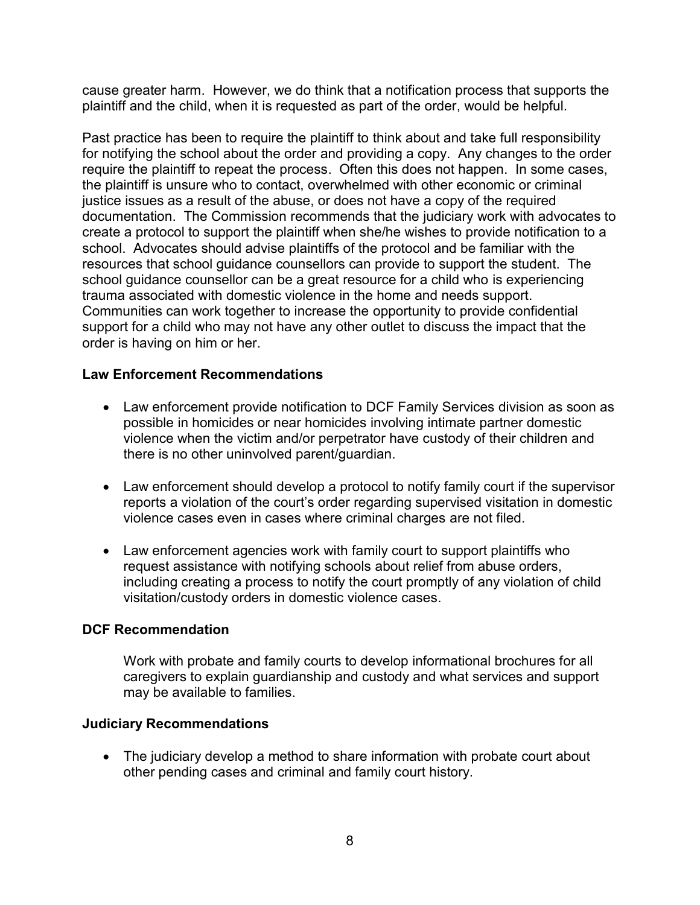cause greater harm. However, we do think that a notification process that supports the plaintiff and the child, when it is requested as part of the order, would be helpful.

Past practice has been to require the plaintiff to think about and take full responsibility for notifying the school about the order and providing a copy. Any changes to the order require the plaintiff to repeat the process. Often this does not happen. In some cases, the plaintiff is unsure who to contact, overwhelmed with other economic or criminal justice issues as a result of the abuse, or does not have a copy of the required documentation. The Commission recommends that the judiciary work with advocates to create a protocol to support the plaintiff when she/he wishes to provide notification to a school. Advocates should advise plaintiffs of the protocol and be familiar with the resources that school guidance counsellors can provide to support the student. The school guidance counsellor can be a great resource for a child who is experiencing trauma associated with domestic violence in the home and needs support. Communities can work together to increase the opportunity to provide confidential support for a child who may not have any other outlet to discuss the impact that the order is having on him or her.

**Law Enforcement Recommendations**

- Law enforcement provide notification to DCF Family Services division as soon as possible in homicides or near homicides involving intimate partner domestic violence when the victim and/or perpetrator have custody of their children and there is no other uninvolved parent/guardian.

- Law enforcement should develop a protocol to notify family court if the supervisor reports a violation of the court's order regarding supervised visitation in domestic violence cases even in cases where criminal charges are not filed.

- Law enforcement agencies work with family court to support plaintiffs who request assistance with notifying schools about relief from abuse orders, including creating a process to notify the court promptly of any violation of child visitation/custody orders in domestic violence cases.

**DCF Recommendation**

Work with probate and family courts to develop informational brochures for all caregivers to explain guardianship and custody and what services and support may be available to families.

**Judiciary Recommendations**

- The judiciary develop a method to share information with probate court about other pending cases and criminal and family court history.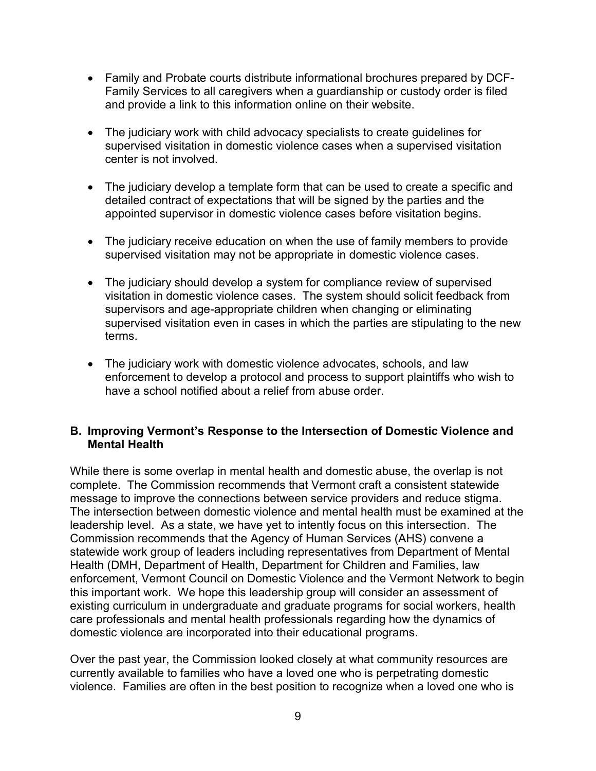- Family and Probate courts distribute informational brochures prepared by DCF-Family Services to all caregivers when a guardianship or custody order is filed and provide a link to this information online on their website.

- The judiciary work with child advocacy specialists to create guidelines for supervised visitation in domestic violence cases when a supervised visitation center is not involved.

- The judiciary develop a template form that can be used to create a specific and detailed contract of expectations that will be signed by the parties and the appointed supervisor in domestic violence cases before visitation begins.

- The judiciary receive education on when the use of family members to provide supervised visitation may not be appropriate in domestic violence cases.

- The judiciary should develop a system for compliance review of supervised visitation in domestic violence cases. The system should solicit feedback from supervisors and age-appropriate children when changing or eliminating supervised visitation even in cases in which the parties are stipulating to the new terms.

- The judiciary work with domestic violence advocates, schools, and law enforcement to develop a protocol and process to support plaintiffs who wish to have a school notified about a relief from abuse order.

### B. Improving Vermont's Response to the Intersection of Domestic Violence and Mental Health

While there is some overlap in mental health and domestic abuse, the overlap is not complete. The Commission recommends that Vermont craft a consistent statewide message to improve the connections between service providers and reduce stigma. The intersection between domestic violence and mental health must be examined at the leadership level. As a state, we have yet to intently focus on this intersection. The Commission recommends that the Agency of Human Services (AHS) convene a statewide work group of leaders including representatives from Department of Mental Health (DMH, Department of Health, Department for Children and Families, law enforcement, Vermont Council on Domestic Violence and the Vermont Network to begin this important work. We hope this leadership group will consider an assessment of existing curriculum in undergraduate and graduate programs for social workers, health care professionals and mental health professionals regarding how the dynamics of domestic violence are incorporated into their educational programs.

Over the past year, the Commission looked closely at what community resources are currently available to families who have a loved one who is perpetrating domestic violence. Families are often in the best position to recognize when a loved one who is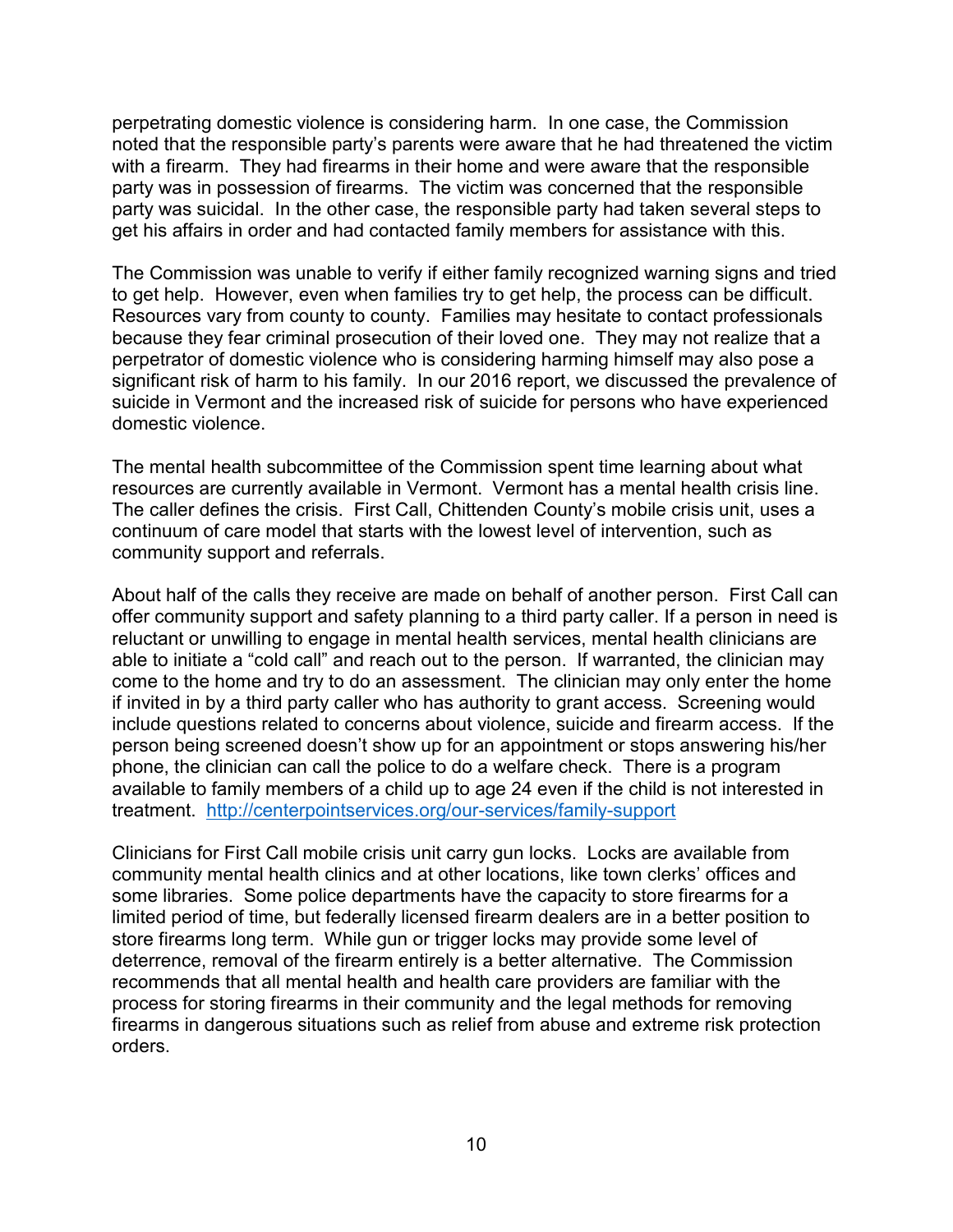perpetrating domestic violence is considering harm. In one case, the Commission noted that the responsible party's parents were aware that he had threatened the victim with a firearm. They had firearms in their home and were aware that the responsible party was in possession of firearms. The victim was concerned that the responsible party was suicidal. In the other case, the responsible party had taken several steps to get his affairs in order and had contacted family members for assistance with this.

The Commission was unable to verify if either family recognized warning signs and tried to get help. However, even when families try to get help, the process can be difficult. Resources vary from county to county. Families may hesitate to contact professionals because they fear criminal prosecution of their loved one. They may not realize that a perpetrator of domestic violence who is considering harming himself may also pose a significant risk of harm to his family. In our 2016 report, we discussed the prevalence of suicide in Vermont and the increased risk of suicide for persons who have experienced domestic violence.

The mental health subcommittee of the Commission spent time learning about what resources are currently available in Vermont. Vermont has a mental health crisis line. The caller defines the crisis. First Call, Chittenden County's mobile crisis unit, uses a continuum of care model that starts with the lowest level of intervention, such as community support and referrals.

About half of the calls they receive are made on behalf of another person. First Call can offer community support and safety planning to a third party caller. If a person in need is reluctant or unwilling to engage in mental health services, mental health clinicians are able to initiate a "cold call" and reach out to the person. If warranted, the clinician may come to the home and try to do an assessment. The clinician may only enter the home if invited in by a third party caller who has authority to grant access. Screening would include questions related to concerns about violence, suicide and firearm access. If the person being screened doesn't show up for an appointment or stops answering his/her phone, the clinician can call the police to do a welfare check. There is a program available to family members of a child up to age 24 even if the child is not interested in treatment. http://centerpointservices.org/our-services/family-support

Clinicians for First Call mobile crisis unit carry gun locks. Locks are available from community mental health clinics and at other locations, like town clerks' offices and some libraries. Some police departments have the capacity to store firearms for a limited period of time, but federally licensed firearm dealers are in a better position to store firearms long term. While gun or trigger locks may provide some level of deterrence, removal of the firearm entirely is a better alternative. The Commission recommends that all mental health and health care providers are familiar with the process for storing firearms in their community and the legal methods for removing firearms in dangerous situations such as relief from abuse and extreme risk protection orders.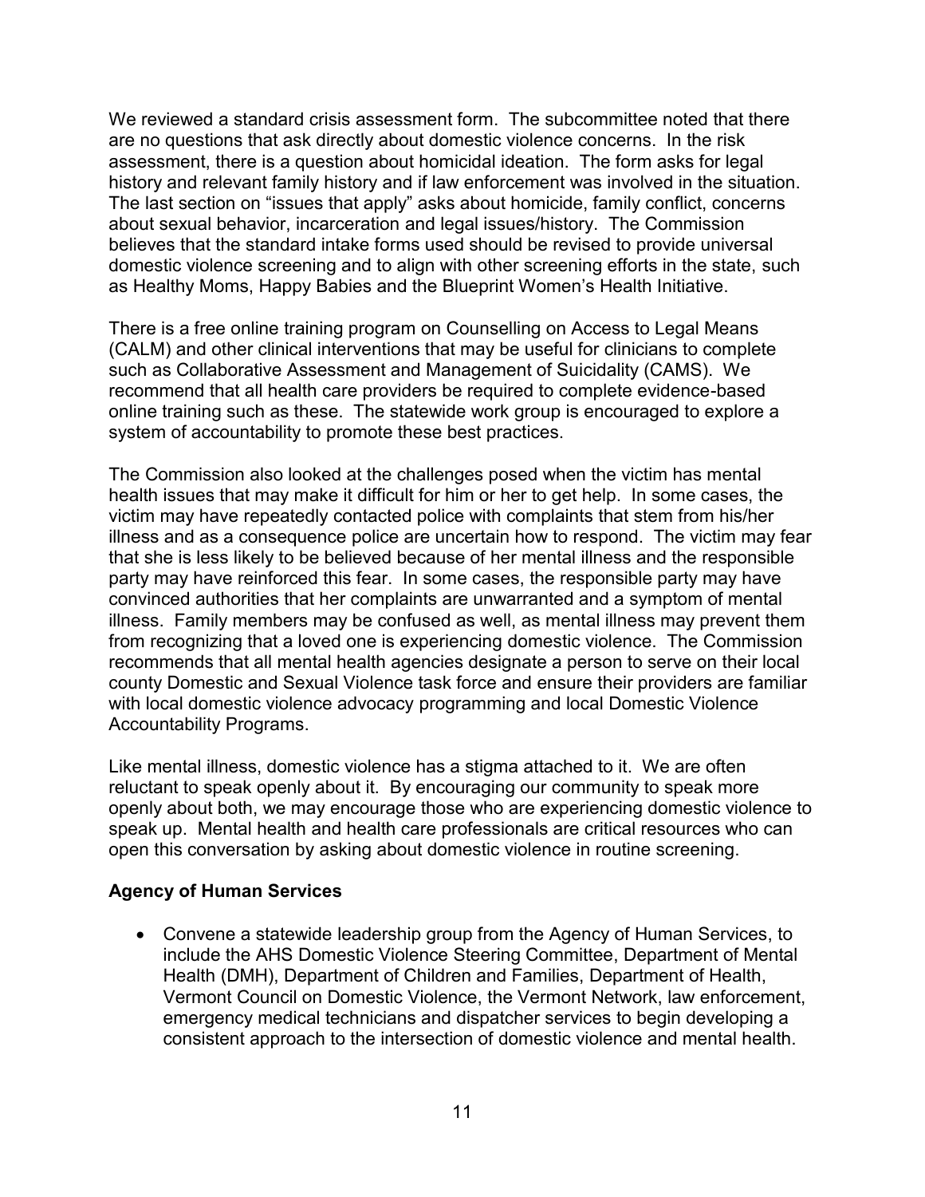We reviewed a standard crisis assessment form. The subcommittee noted that there are no questions that ask directly about domestic violence concerns. In the risk assessment, there is a question about homicidal ideation. The form asks for legal history and relevant family history and if law enforcement was involved in the situation. The last section on "issues that apply" asks about homicide, family conflict, concerns about sexual behavior, incarceration and legal issues/history. The Commission believes that the standard intake forms used should be revised to provide universal domestic violence screening and to align with other screening efforts in the state, such as Healthy Moms, Happy Babies and the Blueprint Women's Health Initiative.

There is a free online training program on Counselling on Access to Legal Means (CALM) and other clinical interventions that may be useful for clinicians to complete such as Collaborative Assessment and Management of Suicidality (CAMS). We recommend that all health care providers be required to complete evidence-based online training such as these. The statewide work group is encouraged to explore a system of accountability to promote these best practices.

The Commission also looked at the challenges posed when the victim has mental health issues that may make it difficult for him or her to get help. In some cases, the victim may have repeatedly contacted police with complaints that stem from his/her illness and as a consequence police are uncertain how to respond. The victim may fear that she is less likely to be believed because of her mental illness and the responsible party may have reinforced this fear. In some cases, the responsible party may have convinced authorities that her complaints are unwarranted and a symptom of mental illness. Family members may be confused as well, as mental illness may prevent them from recognizing that a loved one is experiencing domestic violence. The Commission recommends that all mental health agencies designate a person to serve on their local county Domestic and Sexual Violence task force and ensure their providers are familiar with local domestic violence advocacy programming and local Domestic Violence Accountability Programs.

Like mental illness, domestic violence has a stigma attached to it. We are often reluctant to speak openly about it. By encouraging our community to speak more openly about both, we may encourage those who are experiencing domestic violence to speak up. Mental health and health care professionals are critical resources who can open this conversation by asking about domestic violence in routine screening.

**Agency of Human Services**

- Convene a statewide leadership group from the Agency of Human Services, to include the AHS Domestic Violence Steering Committee, Department of Mental Health (DMH), Department of Children and Families, Department of Health, Vermont Council on Domestic Violence, the Vermont Network, law enforcement, emergency medical technicians and dispatcher services to begin developing a consistent approach to the intersection of domestic violence and mental health.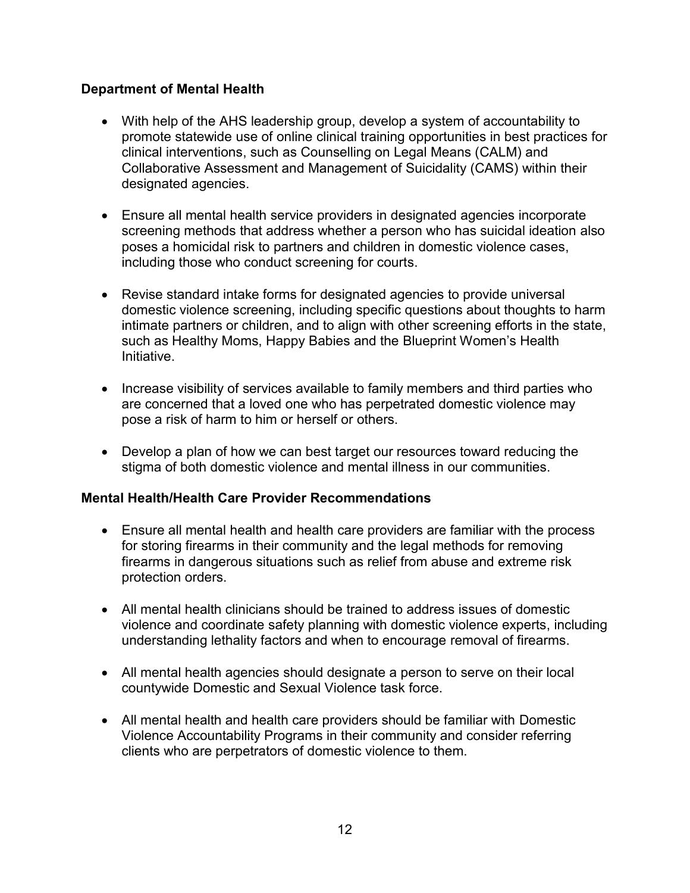**Department of Mental Health**

- With help of the AHS leadership group, develop a system of accountability to promote statewide use of online clinical training opportunities in best practices for clinical interventions, such as Counselling on Legal Means (CALM) and Collaborative Assessment and Management of Suicidality (CAMS) within their designated agencies.

- Ensure all mental health service providers in designated agencies incorporate screening methods that address whether a person who has suicidal ideation also poses a homicidal risk to partners and children in domestic violence cases, including those who conduct screening for courts.

- Revise standard intake forms for designated agencies to provide universal domestic violence screening, including specific questions about thoughts to harm intimate partners or children, and to align with other screening efforts in the state, such as Healthy Moms, Happy Babies and the Blueprint Women's Health Initiative.

- Increase visibility of services available to family members and third parties who are concerned that a loved one who has perpetrated domestic violence may pose a risk of harm to him or herself or others.

- Develop a plan of how we can best target our resources toward reducing the stigma of both domestic violence and mental illness in our communities.

**Mental Health/Health Care Provider Recommendations**

- Ensure all mental health and health care providers are familiar with the process for storing firearms in their community and the legal methods for removing firearms in dangerous situations such as relief from abuse and extreme risk protection orders.

- All mental health clinicians should be trained to address issues of domestic violence and coordinate safety planning with domestic violence experts, including understanding lethality factors and when to encourage removal of firearms.

- All mental health agencies should designate a person to serve on their local countywide Domestic and Sexual Violence task force.

- All mental health and health care providers should be familiar with Domestic Violence Accountability Programs in their community and consider referring clients who are perpetrators of domestic violence to them.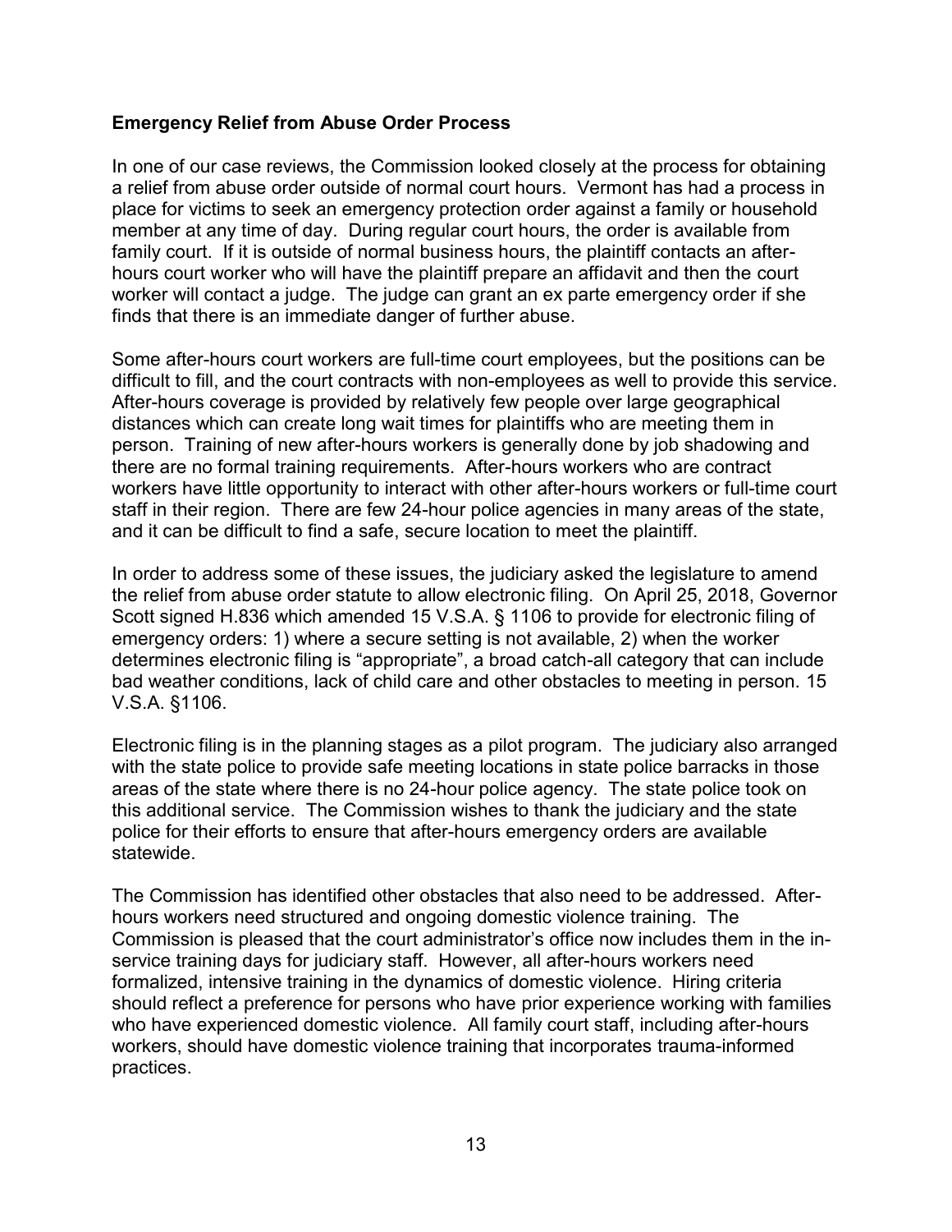**Emergency Relief from Abuse Order Process**

In one of our case reviews, the Commission looked closely at the process for obtaining a relief from abuse order outside of normal court hours. Vermont has had a process in place for victims to seek an emergency protection order against a family or household member at any time of day. During regular court hours, the order is available from family court. If it is outside of normal business hours, the plaintiff contacts an after-hours court worker who will have the plaintiff prepare an affidavit and then the court worker will contact a judge. The judge can grant an ex parte emergency order if she finds that there is an immediate danger of further abuse.

Some after-hours court workers are full-time court employees, but the positions can be difficult to fill, and the court contracts with non-employees as well to provide this service. After-hours coverage is provided by relatively few people over large geographical distances which can create long wait times for plaintiffs who are meeting them in person. Training of new after-hours workers is generally done by job shadowing and there are no formal training requirements. After-hours workers who are contract workers have little opportunity to interact with other after-hours workers or full-time court staff in their region. There are few 24-hour police agencies in many areas of the state, and it can be difficult to find a safe, secure location to meet the plaintiff.

In order to address some of these issues, the judiciary asked the legislature to amend the relief from abuse order statute to allow electronic filing. On April 25, 2018, Governor Scott signed H.836 which amended 15 V.S.A. § 1106 to provide for electronic filing of emergency orders: 1) where a secure setting is not available, 2) when the worker determines electronic filing is "appropriate", a broad catch-all category that can include bad weather conditions, lack of child care and other obstacles to meeting in person. 15 V.S.A. §1106.

Electronic filing is in the planning stages as a pilot program. The judiciary also arranged with the state police to provide safe meeting locations in state police barracks in those areas of the state where there is no 24-hour police agency. The state police took on this additional service. The Commission wishes to thank the judiciary and the state police for their efforts to ensure that after-hours emergency orders are available statewide.

The Commission has identified other obstacles that also need to be addressed. After-hours workers need structured and ongoing domestic violence training. The Commission is pleased that the court administrator's office now includes them in the in-service training days for judiciary staff. However, all after-hours workers need formalized, intensive training in the dynamics of domestic violence. Hiring criteria should reflect a preference for persons who have prior experience working with families who have experienced domestic violence. All family court staff, including after-hours workers, should have domestic violence training that incorporates trauma-informed practices.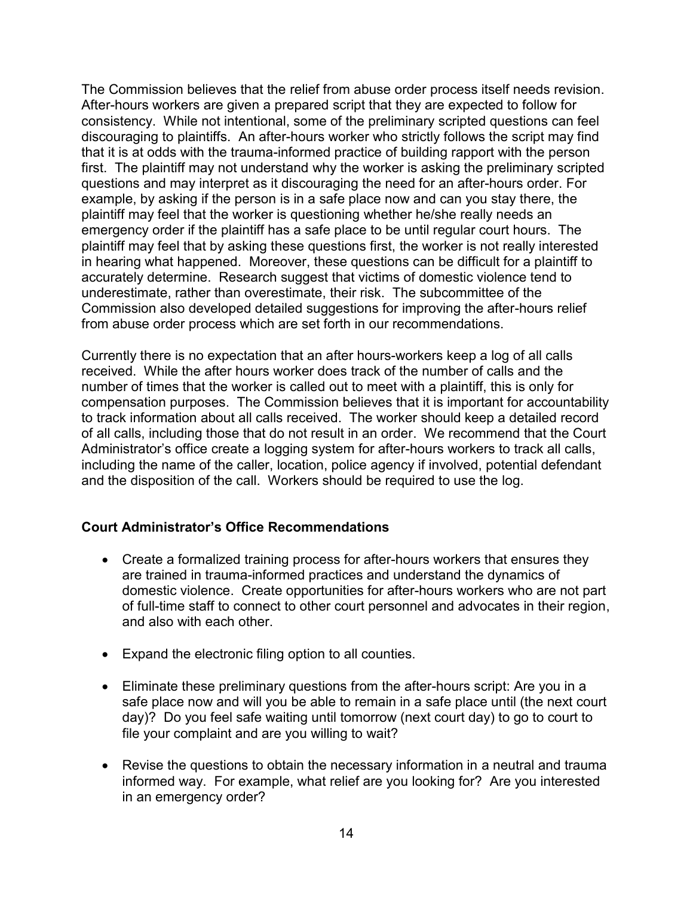The Commission believes that the relief from abuse order process itself needs revision. After-hours workers are given a prepared script that they are expected to follow for consistency. While not intentional, some of the preliminary scripted questions can feel discouraging to plaintiffs. An after-hours worker who strictly follows the script may find that it is at odds with the trauma-informed practice of building rapport with the person first. The plaintiff may not understand why the worker is asking the preliminary scripted questions and may interpret as it discouraging the need for an after-hours order. For example, by asking if the person is in a safe place now and can you stay there, the plaintiff may feel that the worker is questioning whether he/she really needs an emergency order if the plaintiff has a safe place to be until regular court hours. The plaintiff may feel that by asking these questions first, the worker is not really interested in hearing what happened. Moreover, these questions can be difficult for a plaintiff to accurately determine. Research suggest that victims of domestic violence tend to underestimate, rather than overestimate, their risk. The subcommittee of the Commission also developed detailed suggestions for improving the after-hours relief from abuse order process which are set forth in our recommendations.

Currently there is no expectation that an after hours-workers keep a log of all calls received. While the after hours worker does track of the number of calls and the number of times that the worker is called out to meet with a plaintiff, this is only for compensation purposes. The Commission believes that it is important for accountability to track information about all calls received. The worker should keep a detailed record of all calls, including those that do not result in an order. We recommend that the Court Administrator's office create a logging system for after-hours workers to track all calls, including the name of the caller, location, police agency if involved, potential defendant and the disposition of the call. Workers should be required to use the log.

**Court Administrator's Office Recommendations**

- Create a formalized training process for after-hours workers that ensures they are trained in trauma-informed practices and understand the dynamics of domestic violence. Create opportunities for after-hours workers who are not part of full-time staff to connect to other court personnel and advocates in their region, and also with each other.
- Expand the electronic filing option to all counties.
- Eliminate these preliminary questions from the after-hours script: Are you in a safe place now and will you be able to remain in a safe place until (the next court day)? Do you feel safe waiting until tomorrow (next court day) to go to court to file your complaint and are you willing to wait?
- Revise the questions to obtain the necessary information in a neutral and trauma informed way. For example, what relief are you looking for? Are you interested in an emergency order?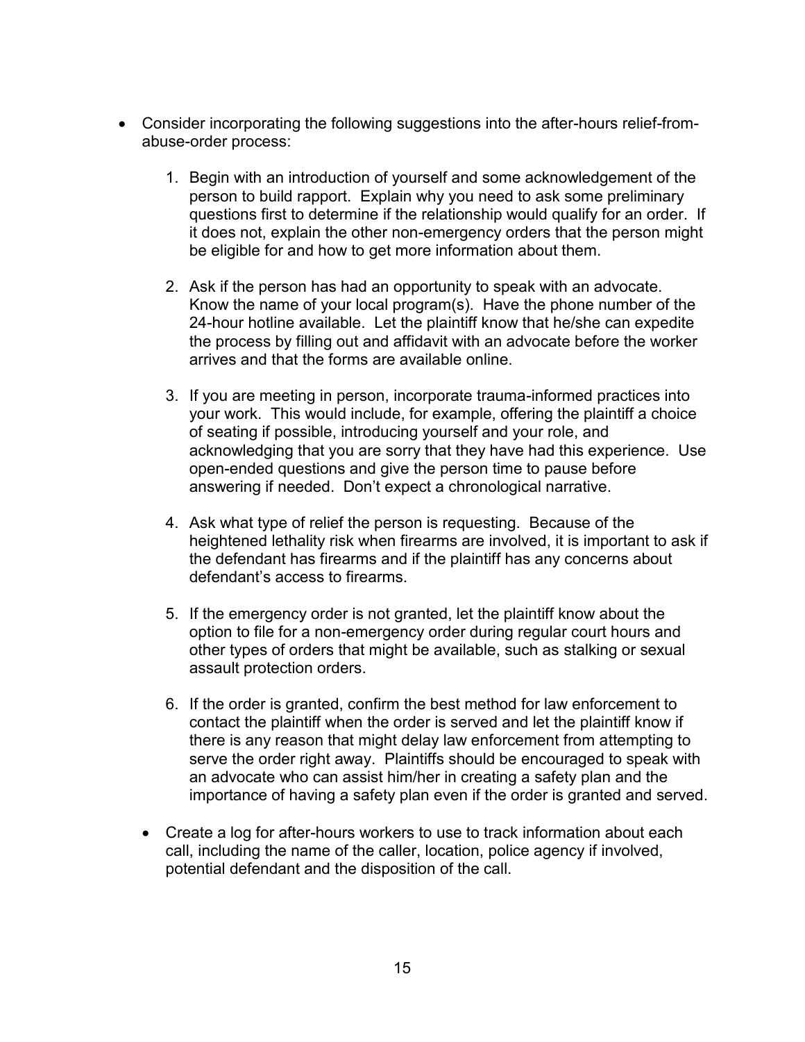- Consider incorporating the following suggestions into the after-hours relief-from-abuse-order process:

    1. Begin with an introduction of yourself and some acknowledgement of the person to build rapport. Explain why you need to ask some preliminary questions first to determine if the relationship would qualify for an order. If it does not, explain the other non-emergency orders that the person might be eligible for and how to get more information about them.

    2. Ask if the person has had an opportunity to speak with an advocate. Know the name of your local program(s). Have the phone number of the 24-hour hotline available. Let the plaintiff know that he/she can expedite the process by filling out and affidavit with an advocate before the worker arrives and that the forms are available online.

    3. If you are meeting in person, incorporate trauma-informed practices into your work. This would include, for example, offering the plaintiff a choice of seating if possible, introducing yourself and your role, and acknowledging that you are sorry that they have had this experience. Use open-ended questions and give the person time to pause before answering if needed. Don't expect a chronological narrative.

    4. Ask what type of relief the person is requesting. Because of the heightened lethality risk when firearms are involved, it is important to ask if the defendant has firearms and if the plaintiff has any concerns about defendant's access to firearms.

    5. If the emergency order is not granted, let the plaintiff know about the option to file for a non-emergency order during regular court hours and other types of orders that might be available, such as stalking or sexual assault protection orders.

    6. If the order is granted, confirm the best method for law enforcement to contact the plaintiff when the order is served and let the plaintiff know if there is any reason that might delay law enforcement from attempting to serve the order right away. Plaintiffs should be encouraged to speak with an advocate who can assist him/her in creating a safety plan and the importance of having a safety plan even if the order is granted and served.

- Create a log for after-hours workers to use to track information about each call, including the name of the caller, location, police agency if involved, potential defendant and the disposition of the call.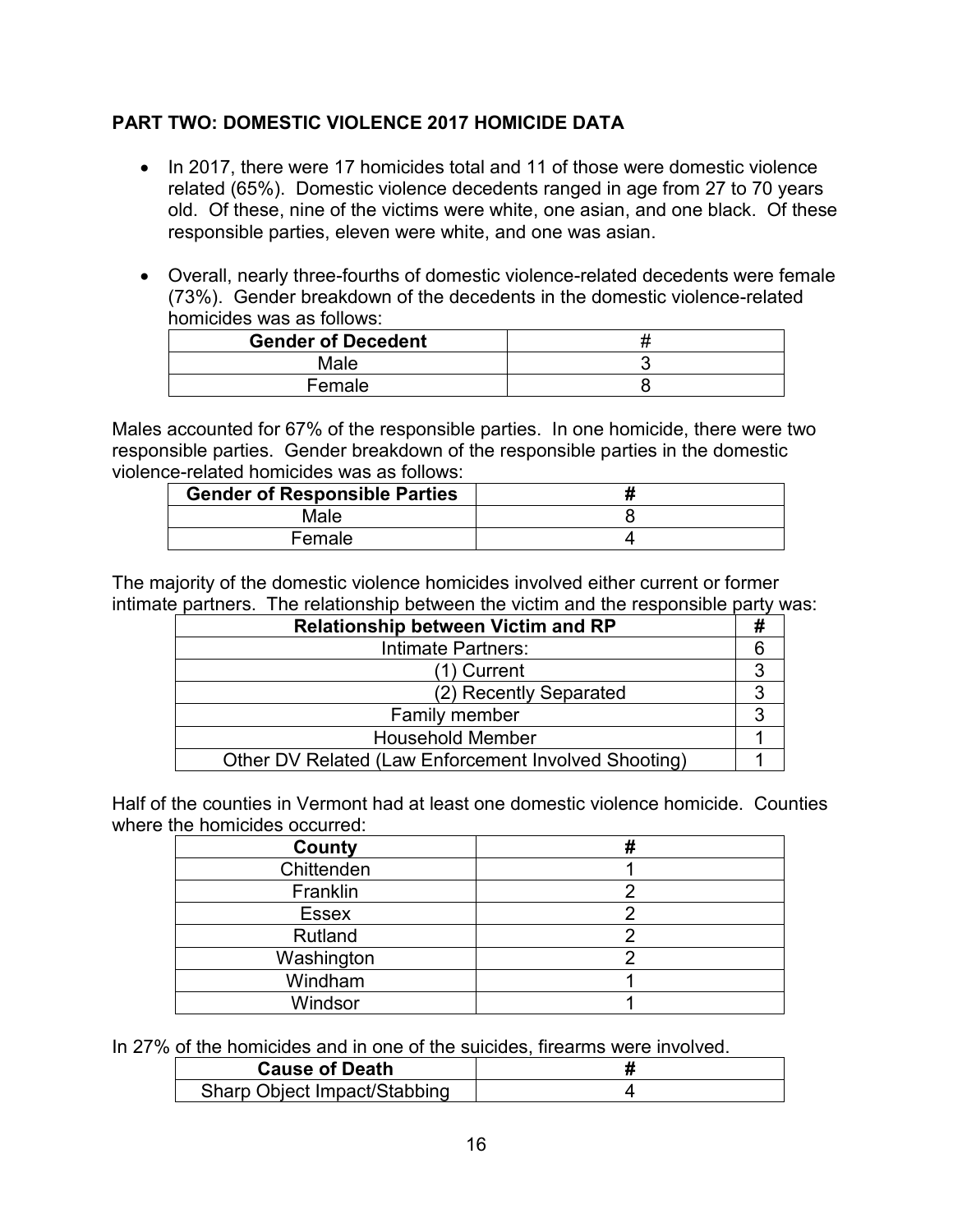**PART TWO: DOMESTIC VIOLENCE 2017 HOMICIDE DATA**

- In 2017, there were 17 homicides total and 11 of those were domestic violence related (65%). Domestic violence decedents ranged in age from 27 to 70 years old. Of these, nine of the victims were white, one asian, and one black. Of these responsible parties, eleven were white, and one was asian.
- Overall, nearly three-fourths of domestic violence-related decedents were female (73%). Gender breakdown of the decedents in the domestic violence-related homicides was as follows:

| Gender of Decedent | # |
|---|---|
| Male | 3 |
| Female | 8 |

Males accounted for 67% of the responsible parties. In one homicide, there were two responsible parties. Gender breakdown of the responsible parties in the domestic violence-related homicides was as follows:

| Gender of Responsible Parties | # |
|---|---|
| Male | 8 |
| Female | 4 |

The majority of the domestic violence homicides involved either current or former intimate partners. The relationship between the victim and the responsible party was:

| Relationship between Victim and RP | # |
|---|---|
| Intimate Partners: | 6 |
| (1) Current | 3 |
| (2) Recently Separated | 3 |
| Family member | 3 |
| Household Member | 1 |
| Other DV Related (Law Enforcement Involved Shooting) | 1 |

Half of the counties in Vermont had at least one domestic violence homicide. Counties where the homicides occurred:

| County | # |
|---|---|
| Chittenden | 1 |
| Franklin | 2 |
| Essex | 2 |
| Rutland | 2 |
| Washington | 2 |
| Windham | 1 |
| Windsor | 1 |

In 27% of the homicides and in one of the suicides, firearms were involved.

| Cause of Death | # |
|---|---|
| Sharp Object Impact/Stabbing | 4 |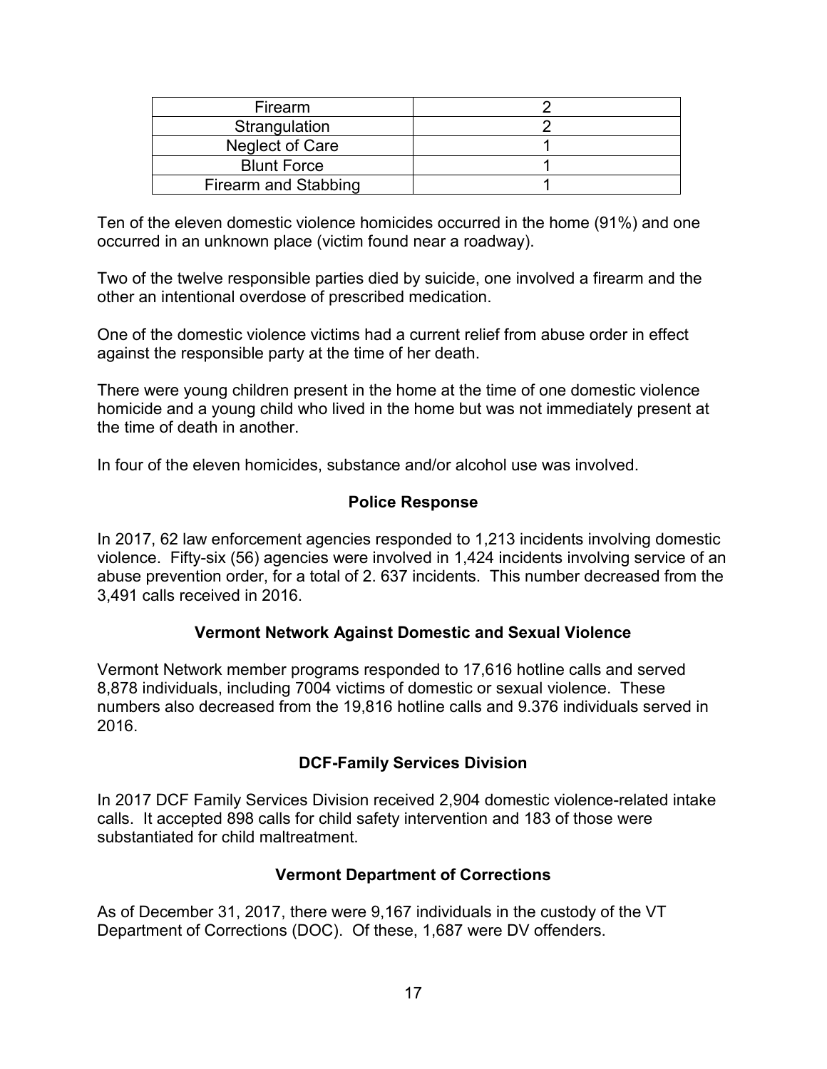| Firearm | 2 |
|---|---|
| Strangulation | 2 |
| Neglect of Care | 1 |
| Blunt Force | 1 |
| Firearm and Stabbing | 1 |

Ten of the eleven domestic violence homicides occurred in the home (91%) and one occurred in an unknown place (victim found near a roadway).

Two of the twelve responsible parties died by suicide, one involved a firearm and the other an intentional overdose of prescribed medication.

One of the domestic violence victims had a current relief from abuse order in effect against the responsible party at the time of her death.

There were young children present in the home at the time of one domestic violence homicide and a young child who lived in the home but was not immediately present at the time of death in another.

In four of the eleven homicides, substance and/or alcohol use was involved.

## Police Response

In 2017, 62 law enforcement agencies responded to 1,213 incidents involving domestic violence. Fifty-six (56) agencies were involved in 1,424 incidents involving service of an abuse prevention order, for a total of 2. 637 incidents. This number decreased from the 3,491 calls received in 2016.

## Vermont Network Against Domestic and Sexual Violence

Vermont Network member programs responded to 17,616 hotline calls and served 8,878 individuals, including 7004 victims of domestic or sexual violence. These numbers also decreased from the 19,816 hotline calls and 9.376 individuals served in 2016.

## DCF-Family Services Division

In 2017 DCF Family Services Division received 2,904 domestic violence-related intake calls. It accepted 898 calls for child safety intervention and 183 of those were substantiated for child maltreatment.

## Vermont Department of Corrections

As of December 31, 2017, there were 9,167 individuals in the custody of the VT Department of Corrections (DOC). Of these, 1,687 were DV offenders.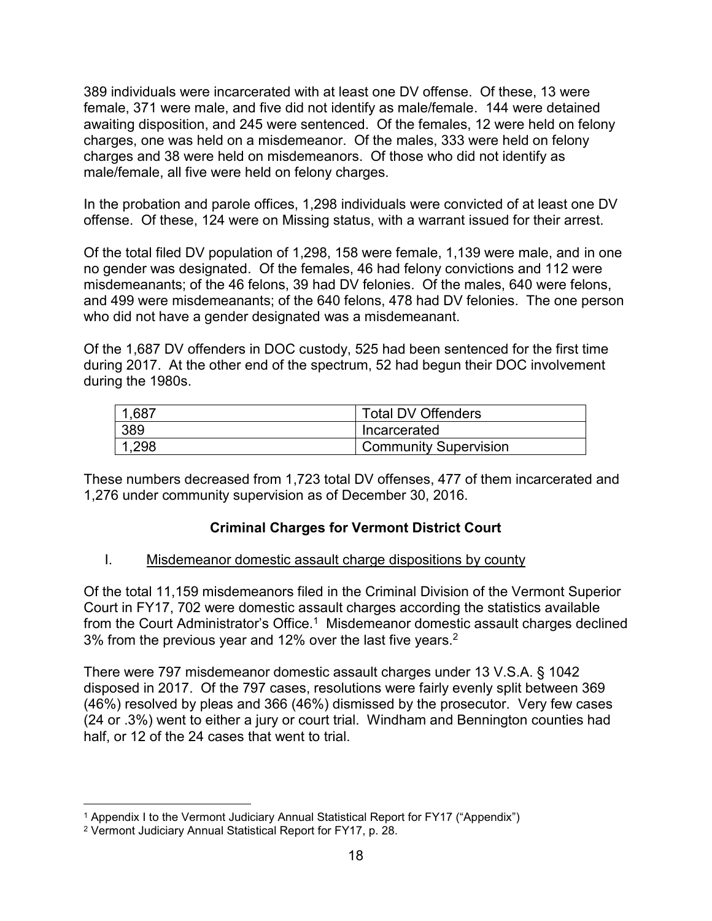389 individuals were incarcerated with at least one DV offense. Of these, 13 were female, 371 were male, and five did not identify as male/female. 144 were detained awaiting disposition, and 245 were sentenced. Of the females, 12 were held on felony charges, one was held on a misdemeanor. Of the males, 333 were held on felony charges and 38 were held on misdemeanors. Of those who did not identify as male/female, all five were held on felony charges.

In the probation and parole offices, 1,298 individuals were convicted of at least one DV offense. Of these, 124 were on Missing status, with a warrant issued for their arrest.

Of the total filed DV population of 1,298, 158 were female, 1,139 were male, and in one no gender was designated. Of the females, 46 had felony convictions and 112 were misdemeanants; of the 46 felons, 39 had DV felonies. Of the males, 640 were felons, and 499 were misdemeanants; of the 640 felons, 478 had DV felonies. The one person who did not have a gender designated was a misdemeanant.

Of the 1,687 DV offenders in DOC custody, 525 had been sentenced for the first time during 2017. At the other end of the spectrum, 52 had begun their DOC involvement during the 1980s.

| 1,687 | Total DV Offenders |
|---|---|
| 389 | Incarcerated |
| 1,298 | Community Supervision |

These numbers decreased from 1,723 total DV offenses, 477 of them incarcerated and 1,276 under community supervision as of December 30, 2016.

## Criminal Charges for Vermont District Court

I. Misdemeanor domestic assault charge dispositions by county

Of the total 11,159 misdemeanors filed in the Criminal Division of the Vermont Superior Court in FY17, 702 were domestic assault charges according the statistics available from the Court Administrator's Office.[1] Misdemeanor domestic assault charges declined 3% from the previous year and 12% over the last five years.[2]

There were 797 misdemeanor domestic assault charges under 13 V.S.A. § 1042 disposed in 2017. Of the 797 cases, resolutions were fairly evenly split between 369 (46%) resolved by pleas and 366 (46%) dismissed by the prosecutor. Very few cases (24 or .3%) went to either a jury or court trial. Windham and Bennington counties had half, or 12 of the 24 cases that went to trial.

---

[1] Appendix I to the Vermont Judiciary Annual Statistical Report for FY17 ("Appendix")

[2] Vermont Judiciary Annual Statistical Report for FY17, p. 28.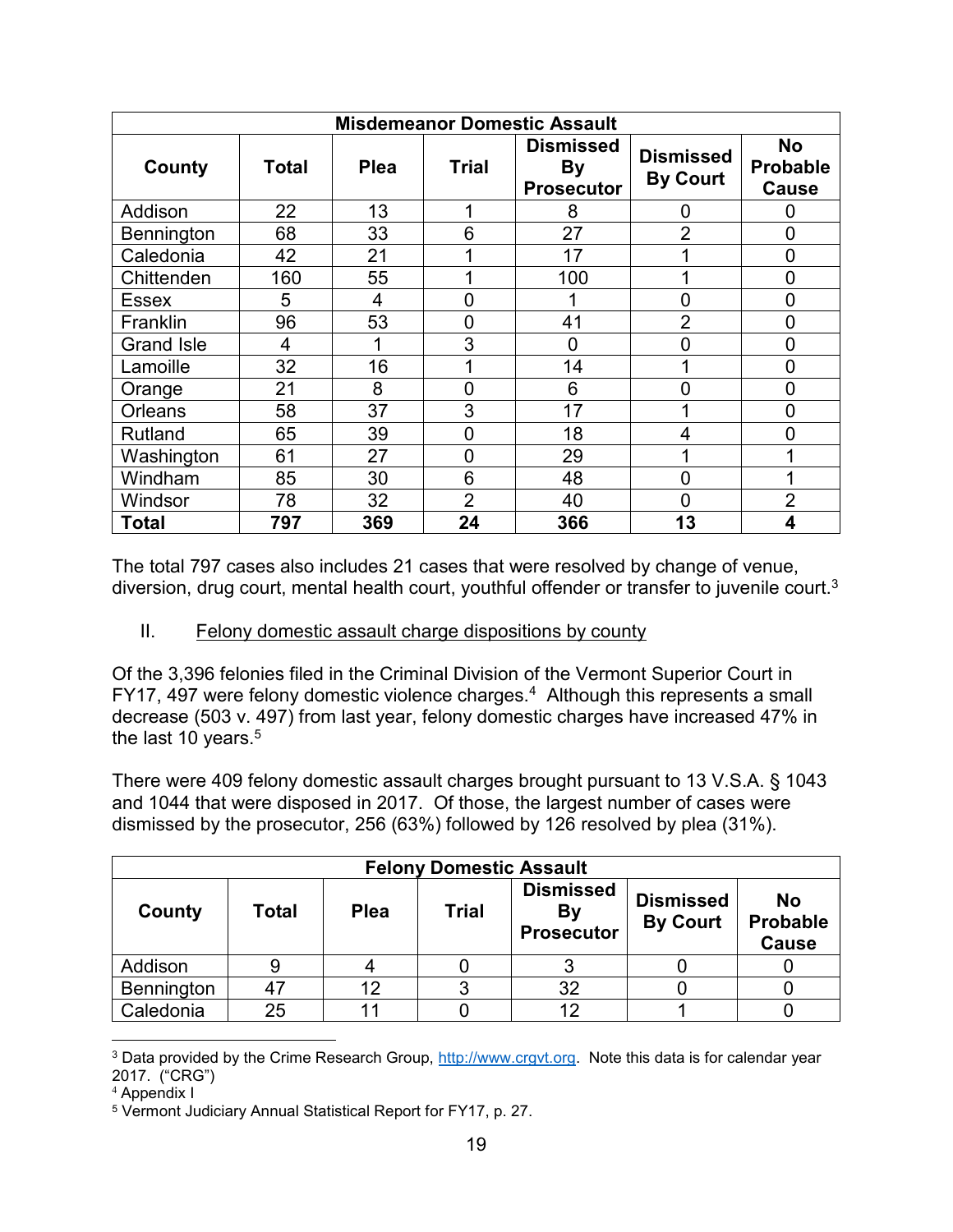| Misdemeanor Domestic Assault | | | | | | |
|---|---|---|---|---|---|---|
| **County** | **Total** | **Plea** | **Trial** | **Dismissed By Prosecutor** | **Dismissed By Court** | **No Probable Cause** |
| Addison | 22 | 13 | 1 | 8 | 0 | 0 |
| Bennington | 68 | 33 | 6 | 27 | 2 | 0 |
| Caledonia | 42 | 21 | 1 | 17 | 1 | 0 |
| Chittenden | 160 | 55 | 1 | 100 | 1 | 0 |
| Essex | 5 | 4 | 0 | 1 | 0 | 0 |
| Franklin | 96 | 53 | 0 | 41 | 2 | 0 |
| Grand Isle | 4 | 1 | 3 | 0 | 0 | 0 |
| Lamoille | 32 | 16 | 1 | 14 | 1 | 0 |
| Orange | 21 | 8 | 0 | 6 | 0 | 0 |
| Orleans | 58 | 37 | 3 | 17 | 1 | 0 |
| Rutland | 65 | 39 | 0 | 18 | 4 | 0 |
| Washington | 61 | 27 | 0 | 29 | 1 | 1 |
| Windham | 85 | 30 | 6 | 48 | 0 | 1 |
| Windsor | 78 | 32 | 2 | 40 | 0 | 2 |
| **Total** | **797** | **369** | **24** | **366** | **13** | **4** |

The total 797 cases also includes 21 cases that were resolved by change of venue, diversion, drug court, mental health court, youthful offender or transfer to juvenile court.[3]

II. Felony domestic assault charge dispositions by county

Of the 3,396 felonies filed in the Criminal Division of the Vermont Superior Court in FY17, 497 were felony domestic violence charges.[4] Although this represents a small decrease (503 v. 497) from last year, felony domestic charges have increased 47% in the last 10 years.[5]

There were 409 felony domestic assault charges brought pursuant to 13 V.S.A. § 1043 and 1044 that were disposed in 2017. Of those, the largest number of cases were dismissed by the prosecutor, 256 (63%) followed by 126 resolved by plea (31%).

| Felony Domestic Assault | | | | | | |
|---|---|---|---|---|---|---|
| **County** | **Total** | **Plea** | **Trial** | **Dismissed By Prosecutor** | **Dismissed By Court** | **No Probable Cause** |
| Addison | 9 | 4 | 0 | 3 | 0 | 0 |
| Bennington | 47 | 12 | 3 | 32 | 0 | 0 |
| Caledonia | 25 | 11 | 0 | 12 | 1 | 0 |

[3] Data provided by the Crime Research Group, http://www.crgvt.org. Note this data is for calendar year 2017. ("CRG")

[4] Appendix I

[5] Vermont Judiciary Annual Statistical Report for FY17, p. 27.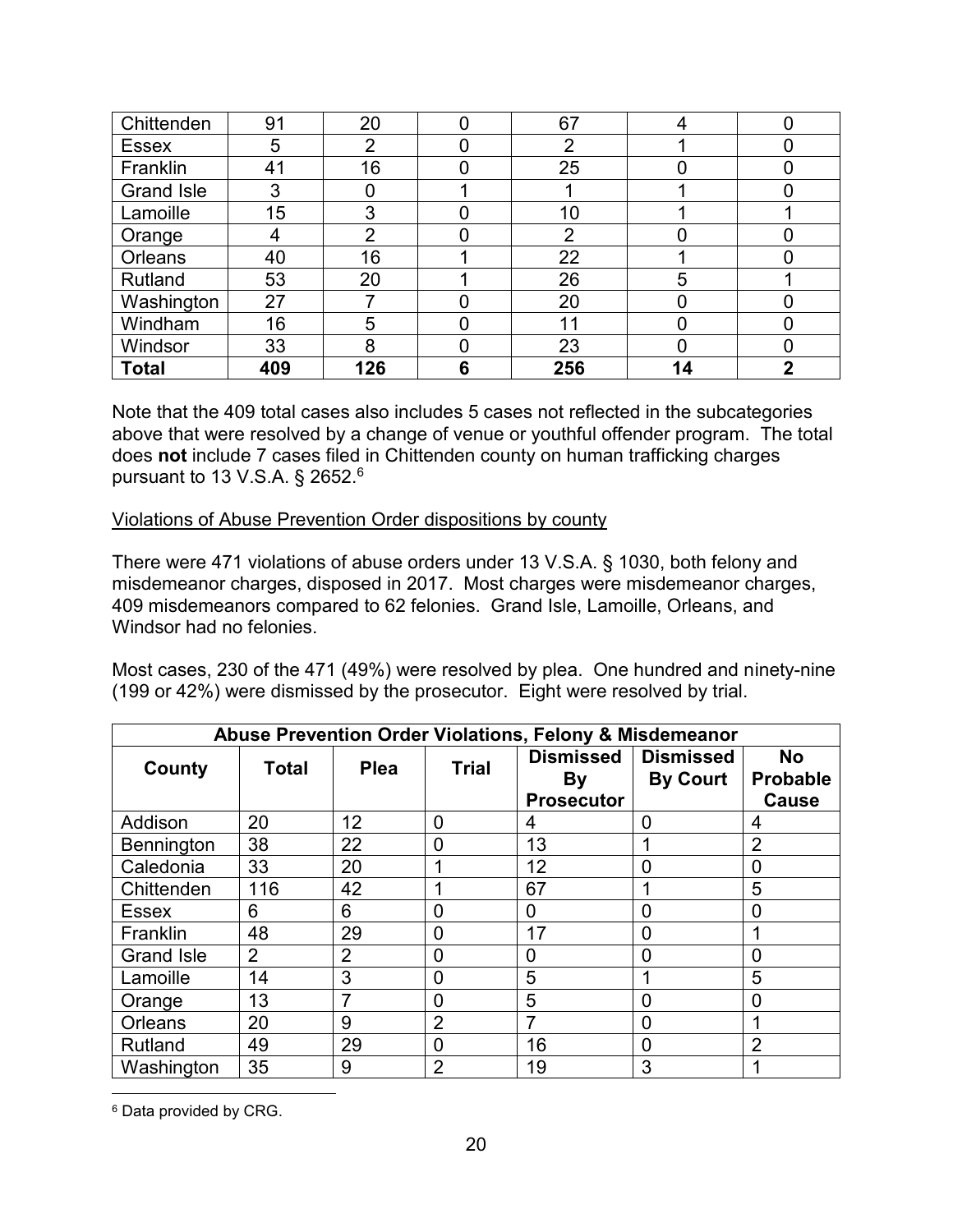| | | | | | | |
|---|---|---|---|---|---|---|
| Chittenden | 91 | 20 | 0 | 67 | 4 | 0 |
| Essex | 5 | 2 | 0 | 2 | 1 | 0 |
| Franklin | 41 | 16 | 0 | 25 | 0 | 0 |
| Grand Isle | 3 | 0 | 1 | 1 | 1 | 0 |
| Lamoille | 15 | 3 | 0 | 10 | 1 | 1 |
| Orange | 4 | 2 | 0 | 2 | 0 | 0 |
| Orleans | 40 | 16 | 1 | 22 | 1 | 0 |
| Rutland | 53 | 20 | 1 | 26 | 5 | 1 |
| Washington | 27 | 7 | 0 | 20 | 0 | 0 |
| Windham | 16 | 5 | 0 | 11 | 0 | 0 |
| Windsor | 33 | 8 | 0 | 23 | 0 | 0 |
| **Total** | **409** | **126** | **6** | **256** | **14** | **2** |

Note that the 409 total cases also includes 5 cases not reflected in the subcategories above that were resolved by a change of venue or youthful offender program. The total does **not** include 7 cases filed in Chittenden county on human trafficking charges pursuant to 13 V.S.A. § 2652.[6]

Violations of Abuse Prevention Order dispositions by county

There were 471 violations of abuse orders under 13 V.S.A. § 1030, both felony and misdemeanor charges, disposed in 2017. Most charges were misdemeanor charges, 409 misdemeanors compared to 62 felonies. Grand Isle, Lamoille, Orleans, and Windsor had no felonies.

Most cases, 230 of the 471 (49%) were resolved by plea. One hundred and ninety-nine (199 or 42%) were dismissed by the prosecutor. Eight were resolved by trial.

| Abuse Prevention Order Violations, Felony & Misdemeanor | | | | | | |
|---|---|---|---|---|---|---|
| **County** | **Total** | **Plea** | **Trial** | **Dismissed By Prosecutor** | **Dismissed By Court** | **No Probable Cause** |
| Addison | 20 | 12 | 0 | 4 | 0 | 4 |
| Bennington | 38 | 22 | 0 | 13 | 1 | 2 |
| Caledonia | 33 | 20 | 1 | 12 | 0 | 0 |
| Chittenden | 116 | 42 | 1 | 67 | 1 | 5 |
| Essex | 6 | 6 | 0 | 0 | 0 | 0 |
| Franklin | 48 | 29 | 0 | 17 | 0 | 1 |
| Grand Isle | 2 | 2 | 0 | 0 | 0 | 0 |
| Lamoille | 14 | 3 | 0 | 5 | 1 | 5 |
| Orange | 13 | 7 | 0 | 5 | 0 | 0 |
| Orleans | 20 | 9 | 2 | 7 | 0 | 1 |
| Rutland | 49 | 29 | 0 | 16 | 0 | 2 |
| Washington | 35 | 9 | 2 | 19 | 3 | 1 |

[6] Data provided by CRG.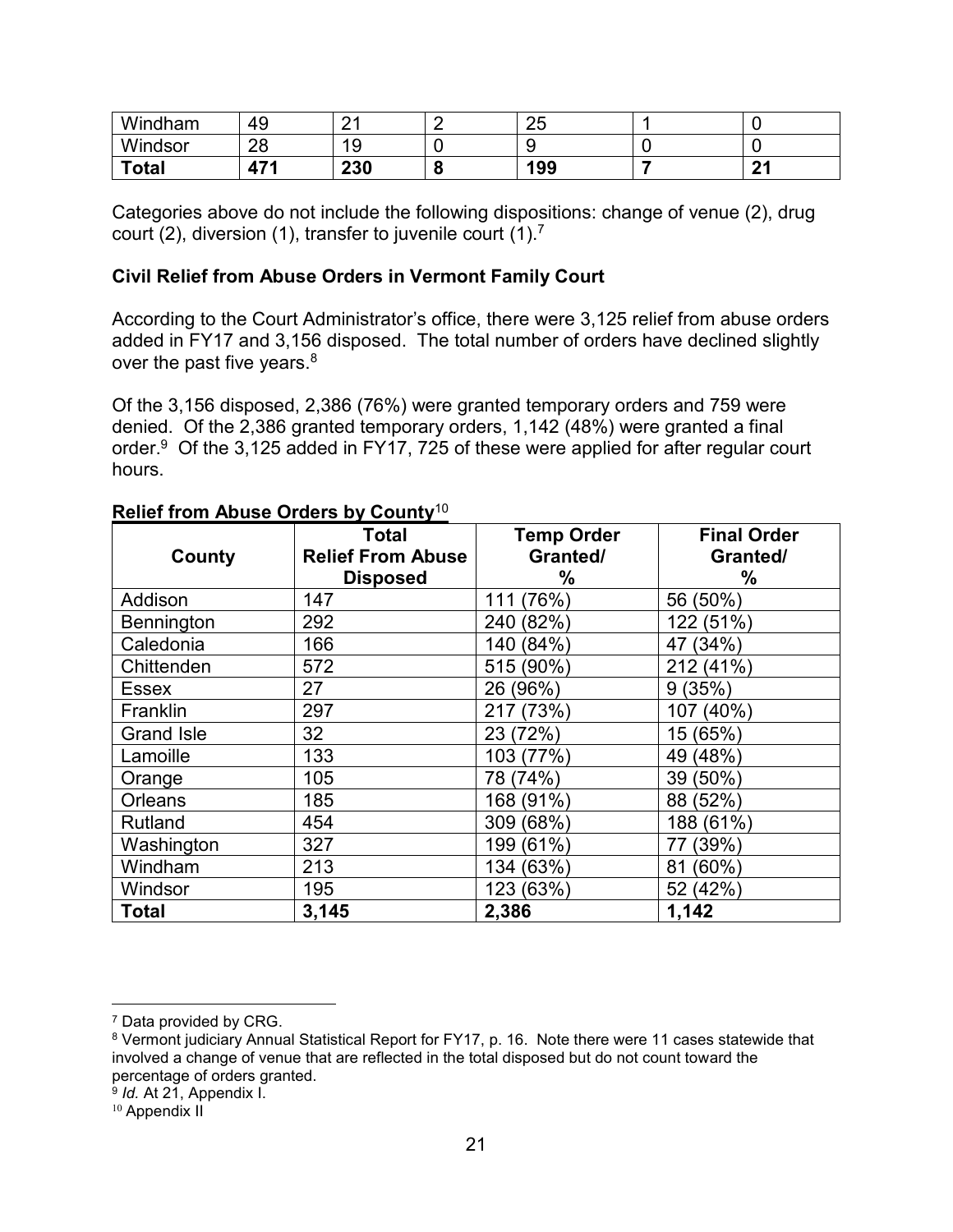| Windham | 49 | 21 | 2 | 25 | 1 | 0 |
|---|---|---|---|---|---|---|
| Windsor | 28 | 19 | 0 | 9 | 0 | 0 |
| **Total** | **471** | **230** | **8** | **199** | **7** | **21** |

Categories above do not include the following dispositions: change of venue (2), drug court (2), diversion (1), transfer to juvenile court (1).[7]

### Civil Relief from Abuse Orders in Vermont Family Court

According to the Court Administrator's office, there were 3,125 relief from abuse orders added in FY17 and 3,156 disposed. The total number of orders have declined slightly over the past five years.[8]

Of the 3,156 disposed, 2,386 (76%) were granted temporary orders and 759 were denied. Of the 2,386 granted temporary orders, 1,142 (48%) were granted a final order.[9] Of the 3,125 added in FY17, 725 of these were applied for after regular court hours.

**Relief from Abuse Orders by County**[10]

| County | Total Relief From Abuse Disposed | Temp Order Granted/ % | Final Order Granted/ % |
|---|---|---|---|
| Addison | 147 | 111 (76%) | 56 (50%) |
| Bennington | 292 | 240 (82%) | 122 (51%) |
| Caledonia | 166 | 140 (84%) | 47 (34%) |
| Chittenden | 572 | 515 (90%) | 212 (41%) |
| Essex | 27 | 26 (96%) | 9 (35%) |
| Franklin | 297 | 217 (73%) | 107 (40%) |
| Grand Isle | 32 | 23 (72%) | 15 (65%) |
| Lamoille | 133 | 103 (77%) | 49 (48%) |
| Orange | 105 | 78 (74%) | 39 (50%) |
| Orleans | 185 | 168 (91%) | 88 (52%) |
| Rutland | 454 | 309 (68%) | 188 (61%) |
| Washington | 327 | 199 (61%) | 77 (39%) |
| Windham | 213 | 134 (63%) | 81 (60%) |
| Windsor | 195 | 123 (63%) | 52 (42%) |
| **Total** | **3,145** | **2,386** | **1,142** |

---

[7] Data provided by CRG.

[8] Vermont judiciary Annual Statistical Report for FY17, p. 16. Note there were 11 cases statewide that involved a change of venue that are reflected in the total disposed but do not count toward the percentage of orders granted.

[9] *Id.* At 21, Appendix I.

[10] Appendix II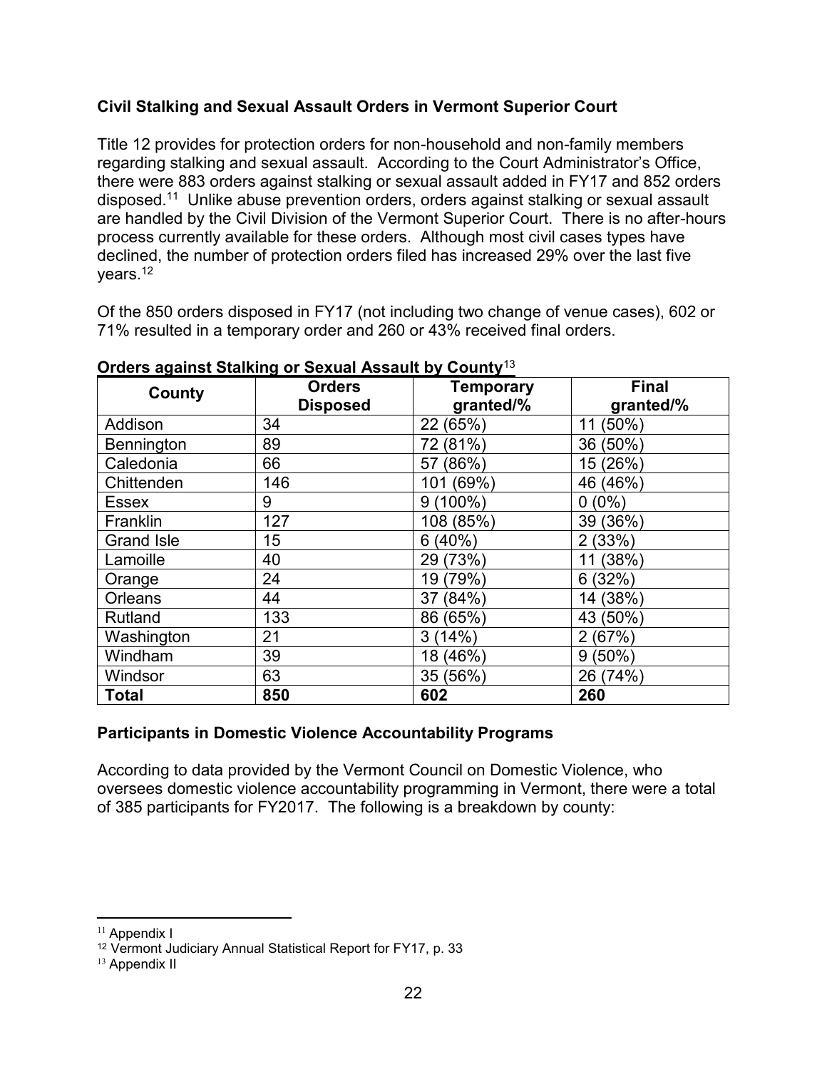### Civil Stalking and Sexual Assault Orders in Vermont Superior Court

Title 12 provides for protection orders for non-household and non-family members regarding stalking and sexual assault. According to the Court Administrator's Office, there were 883 orders against stalking or sexual assault added in FY17 and 852 orders disposed.[11] Unlike abuse prevention orders, orders against stalking or sexual assault are handled by the Civil Division of the Vermont Superior Court. There is no after-hours process currently available for these orders. Although most civil cases types have declined, the number of protection orders filed has increased 29% over the last five years.[12]

Of the 850 orders disposed in FY17 (not including two change of venue cases), 602 or 71% resulted in a temporary order and 260 or 43% received final orders.

**Orders against Stalking or Sexual Assault by County**[13]

| County | Orders Disposed | Temporary granted/% | Final granted/% |
|---|---|---|---|
| Addison | 34 | 22 (65%) | 11 (50%) |
| Bennington | 89 | 72 (81%) | 36 (50%) |
| Caledonia | 66 | 57 (86%) | 15 (26%) |
| Chittenden | 146 | 101 (69%) | 46 (46%) |
| Essex | 9 | 9 (100%) | 0 (0%) |
| Franklin | 127 | 108 (85%) | 39 (36%) |
| Grand Isle | 15 | 6 (40%) | 2 (33%) |
| Lamoille | 40 | 29 (73%) | 11 (38%) |
| Orange | 24 | 19 (79%) | 6 (32%) |
| Orleans | 44 | 37 (84%) | 14 (38%) |
| Rutland | 133 | 86 (65%) | 43 (50%) |
| Washington | 21 | 3 (14%) | 2 (67%) |
| Windham | 39 | 18 (46%) | 9 (50%) |
| Windsor | 63 | 35 (56%) | 26 (74%) |
| **Total** | **850** | **602** | **260** |

### Participants in Domestic Violence Accountability Programs

According to data provided by the Vermont Council on Domestic Violence, who oversees domestic violence accountability programming in Vermont, there were a total of 385 participants for FY2017. The following is a breakdown by county:

[11] Appendix I

[12] Vermont Judiciary Annual Statistical Report for FY17, p. 33

[13] Appendix II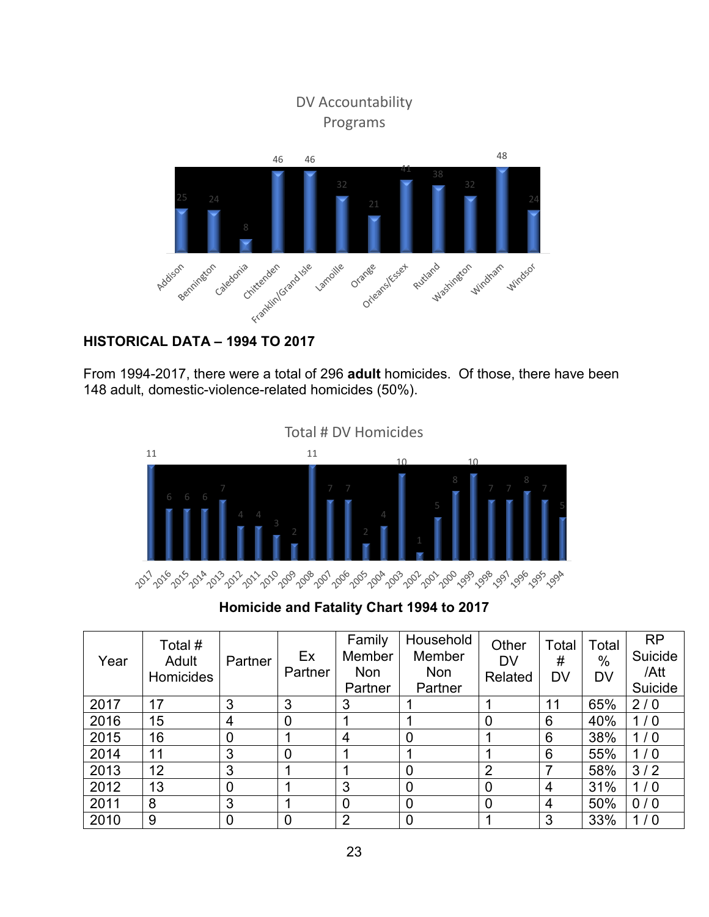DV Accountability Programs

| Addison | Bennington | Caledonia | Chittenden | Franklin/Grand Isle | Lamoille | Orange | Orleans/Essex | Rutland | Washington | Windham | Windsor |
|---|---|---|---|---|---|---|---|---|---|---|---|
| 25 | 24 | 8 | 46 | 46 | 32 | 21 | 41 | 38 | 32 | 48 | 24 |

## HISTORICAL DATA – 1994 TO 2017

From 1994-2017, there were a total of 296 **adult** homicides. Of those, there have been 148 adult, domestic-violence-related homicides (50%).

Total # DV Homicides

| 2017 | 2016 | 2015 | 2014 | 2013 | 2012 | 2011 | 2010 | 2009 | 2008 | 2007 | 2006 | 2005 | 2004 | 2003 | 2002 | 2001 | 2000 | 1999 | 1998 | 1997 | 1996 | 1995 | 1994 |
|---|---|---|---|---|---|---|---|---|---|---|---|---|---|---|---|---|---|---|---|---|---|---|---|
| 11 | 6 | 6 | 6 | 7 | 4 | 4 | 3 | 2 | 11 | 7 | 7 | 2 | 4 | 10 | 1 | 5 | 8 | 10 | 7 | 7 | 8 | 7 | 5 |

**Homicide and Fatality Chart 1994 to 2017**

| Year | Total # Adult Homicides | Partner | Ex Partner | Family Member Non Partner | Household Member Non Partner | Other DV Related | Total # DV | Total % DV | RP Suicide /Att Suicide |
|---|---|---|---|---|---|---|---|---|---|
| 2017 | 17 | 3 | 3 | 3 | 1 | 1 | 11 | 65% | 2 / 0 |
| 2016 | 15 | 4 | 0 | 1 | 1 | 0 | 6 | 40% | 1 / 0 |
| 2015 | 16 | 0 | 1 | 4 | 0 | 1 | 6 | 38% | 1 / 0 |
| 2014 | 11 | 3 | 0 | 1 | 1 | 1 | 6 | 55% | 1 / 0 |
| 2013 | 12 | 3 | 1 | 1 | 0 | 2 | 7 | 58% | 3 / 2 |
| 2012 | 13 | 0 | 1 | 3 | 0 | 0 | 4 | 31% | 1 / 0 |
| 2011 | 8 | 3 | 1 | 0 | 0 | 0 | 4 | 50% | 0 / 0 |
| 2010 | 9 | 0 | 0 | 2 | 0 | 1 | 3 | 33% | 1 / 0 |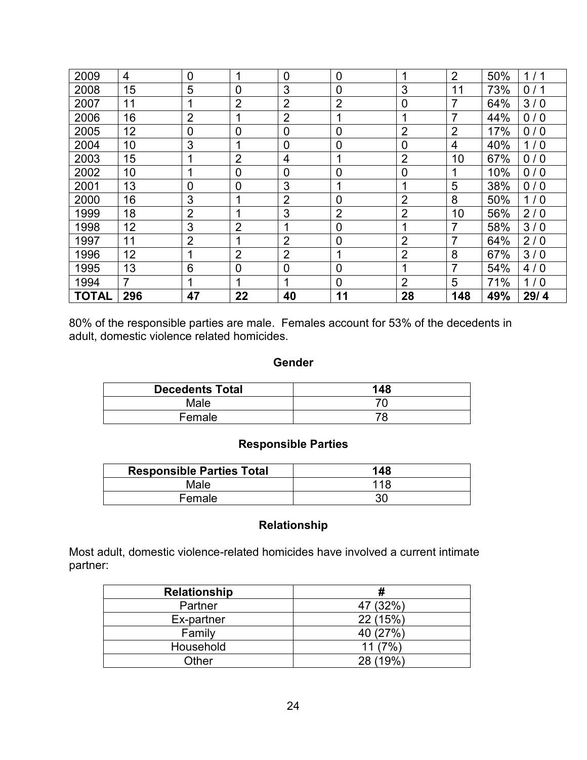| 2009 | 4 | 0 | 1 | 0 | 0 | 1 | 2 | 50% | 1 / 1 |
|---|---|---|---|---|---|---|---|---|---|
| 2008 | 15 | 5 | 0 | 3 | 0 | 3 | 11 | 73% | 0 / 1 |
| 2007 | 11 | 1 | 2 | 2 | 2 | 0 | 7 | 64% | 3 / 0 |
| 2006 | 16 | 2 | 1 | 2 | 1 | 1 | 7 | 44% | 0 / 0 |
| 2005 | 12 | 0 | 0 | 0 | 0 | 2 | 2 | 17% | 0 / 0 |
| 2004 | 10 | 3 | 1 | 0 | 0 | 0 | 4 | 40% | 1 / 0 |
| 2003 | 15 | 1 | 2 | 4 | 1 | 2 | 10 | 67% | 0 / 0 |
| 2002 | 10 | 1 | 0 | 0 | 0 | 0 | 1 | 10% | 0 / 0 |
| 2001 | 13 | 0 | 0 | 3 | 1 | 1 | 5 | 38% | 0 / 0 |
| 2000 | 16 | 3 | 1 | 2 | 0 | 2 | 8 | 50% | 1 / 0 |
| 1999 | 18 | 2 | 1 | 3 | 2 | 2 | 10 | 56% | 2 / 0 |
| 1998 | 12 | 3 | 2 | 1 | 0 | 1 | 7 | 58% | 3 / 0 |
| 1997 | 11 | 2 | 1 | 2 | 0 | 2 | 7 | 64% | 2 / 0 |
| 1996 | 12 | 1 | 2 | 2 | 1 | 2 | 8 | 67% | 3 / 0 |
| 1995 | 13 | 6 | 0 | 0 | 0 | 1 | 7 | 54% | 4 / 0 |
| 1994 | 7 | 1 | 1 | 1 | 0 | 2 | 5 | 71% | 1 / 0 |
| **TOTAL** | **296** | **47** | **22** | **40** | **11** | **28** | **148** | **49%** | **29/ 4** |

80% of the responsible parties are male. Females account for 53% of the decedents in adult, domestic violence related homicides.

### Gender

| Decedents Total | 148 |
|---|---|
| Male | 70 |
| Female | 78 |

### Responsible Parties

| Responsible Parties Total | 148 |
|---|---|
| Male | 118 |
| Female | 30 |

### Relationship

Most adult, domestic violence-related homicides have involved a current intimate partner:

| Relationship | # |
|---|---|
| Partner | 47 (32%) |
| Ex-partner | 22 (15%) |
| Family | 40 (27%) |
| Household | 11 (7%) |
| Other | 28 (19%) |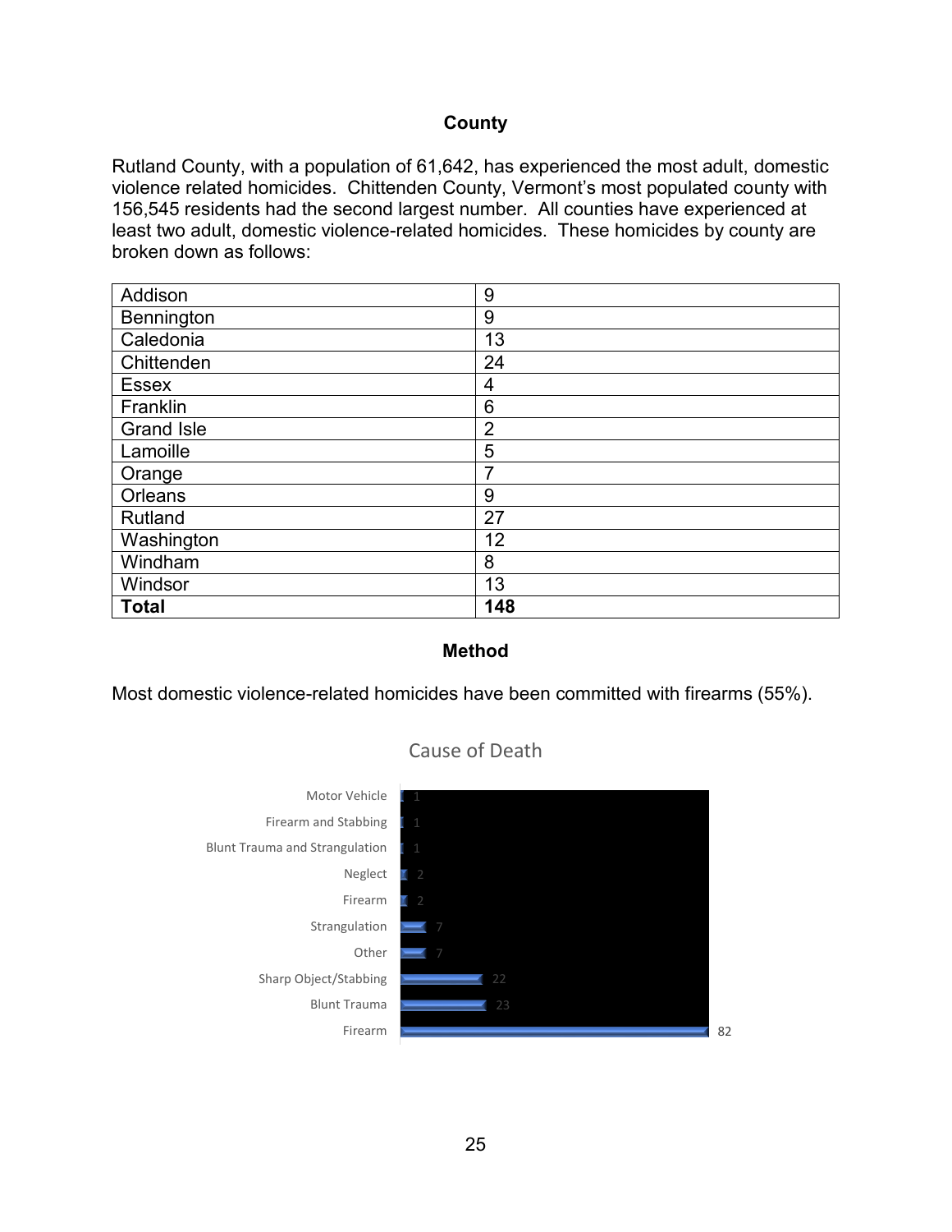## County

Rutland County, with a population of 61,642, has experienced the most adult, domestic violence related homicides. Chittenden County, Vermont's most populated county with 156,545 residents had the second largest number. All counties have experienced at least two adult, domestic violence-related homicides. These homicides by county are broken down as follows:

| County | Homicides |
|---|---|
| Addison | 9 |
| Bennington | 9 |
| Caledonia | 13 |
| Chittenden | 24 |
| Essex | 4 |
| Franklin | 6 |
| Grand Isle | 2 |
| Lamoille | 5 |
| Orange | 7 |
| Orleans | 9 |
| Rutland | 27 |
| Washington | 12 |
| Windham | 8 |
| Windsor | 13 |
| **Total** | **148** |

## Method

Most domestic violence-related homicides have been committed with firearms (55%).

Cause of Death

| Cause | Count |
|---|---|
| Motor Vehicle | 1 |
| Firearm and Stabbing | 1 |
| Blunt Trauma and Strangulation | 1 |
| Neglect | 2 |
| Firearm | 2 |
| Strangulation | 7 |
| Other | 7 |
| Sharp Object/Stabbing | 22 |
| Blunt Trauma | 23 |
| Firearm | 82 |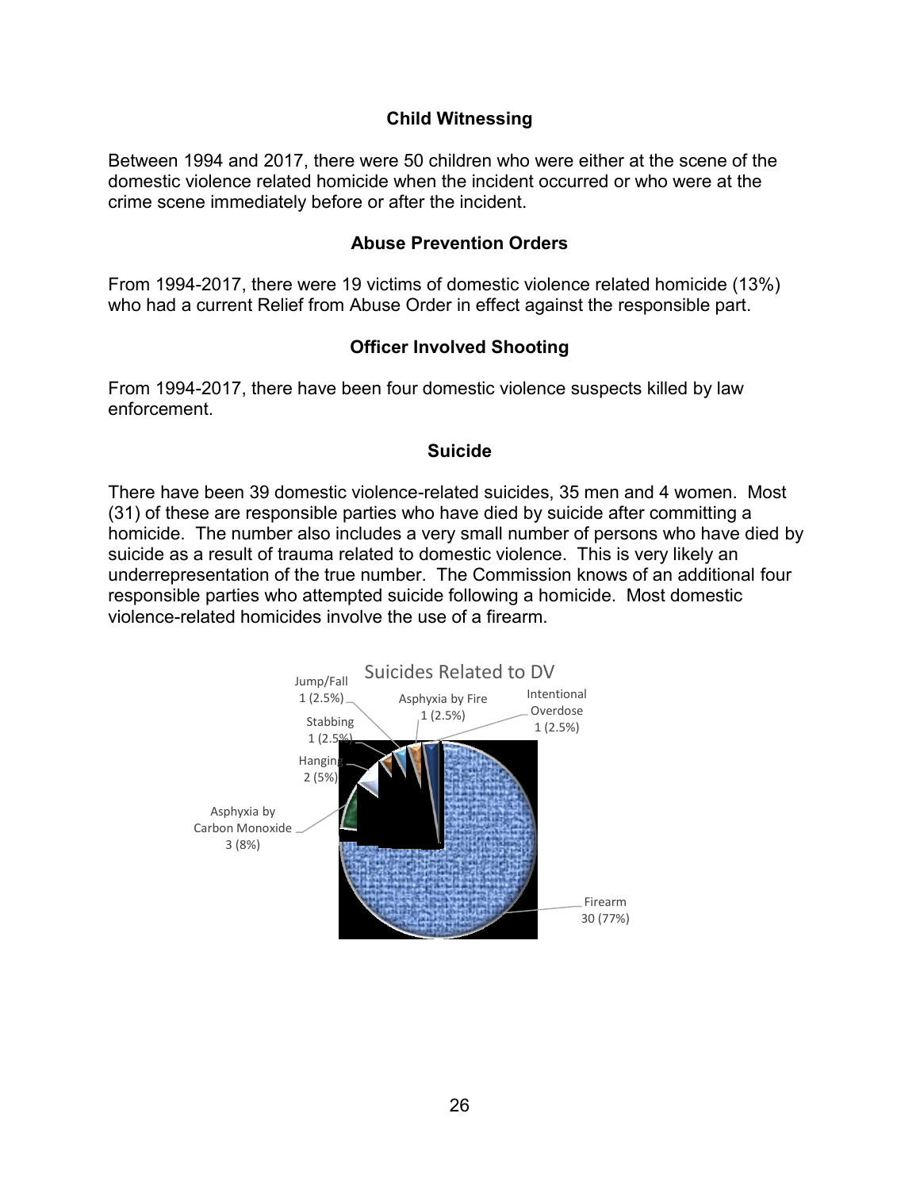## Child Witnessing

Between 1994 and 2017, there were 50 children who were either at the scene of the domestic violence related homicide when the incident occurred or who were at the crime scene immediately before or after the incident.

## Abuse Prevention Orders

From 1994-2017, there were 19 victims of domestic violence related homicide (13%) who had a current Relief from Abuse Order in effect against the responsible part.

## Officer Involved Shooting

From 1994-2017, there have been four domestic violence suspects killed by law enforcement.

## Suicide

There have been 39 domestic violence-related suicides, 35 men and 4 women. Most (31) of these are responsible parties who have died by suicide after committing a homicide. The number also includes a very small number of persons who have died by suicide as a result of trauma related to domestic violence. This is very likely an underrepresentation of the true number. The Commission knows of an additional four responsible parties who attempted suicide following a homicide. Most domestic violence-related homicides involve the use of a firearm.

**Suicides Related to DV**

| Method | Count (%) |
| --- | --- |
| Firearm | 30 (77%) |
| Asphyxia by Carbon Monoxide | 3 (8%) |
| Hanging | 2 (5%) |
| Stabbing | 1 (2.5%) |
| Jump/Fall | 1 (2.5%) |
| Asphyxia by Fire | 1 (2.5%) |
| Intentional Overdose | 1 (2.5%) |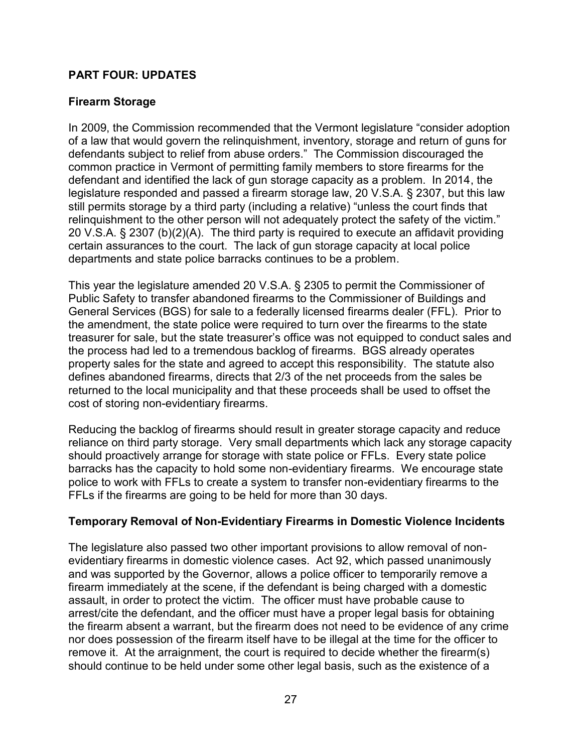## PART FOUR: UPDATES

### Firearm Storage

In 2009, the Commission recommended that the Vermont legislature "consider adoption of a law that would govern the relinquishment, inventory, storage and return of guns for defendants subject to relief from abuse orders." The Commission discouraged the common practice in Vermont of permitting family members to store firearms for the defendant and identified the lack of gun storage capacity as a problem. In 2014, the legislature responded and passed a firearm storage law, 20 V.S.A. § 2307, but this law still permits storage by a third party (including a relative) "unless the court finds that relinquishment to the other person will not adequately protect the safety of the victim." 20 V.S.A. § 2307 (b)(2)(A). The third party is required to execute an affidavit providing certain assurances to the court. The lack of gun storage capacity at local police departments and state police barracks continues to be a problem.

This year the legislature amended 20 V.S.A. § 2305 to permit the Commissioner of Public Safety to transfer abandoned firearms to the Commissioner of Buildings and General Services (BGS) for sale to a federally licensed firearms dealer (FFL). Prior to the amendment, the state police were required to turn over the firearms to the state treasurer for sale, but the state treasurer's office was not equipped to conduct sales and the process had led to a tremendous backlog of firearms. BGS already operates property sales for the state and agreed to accept this responsibility. The statute also defines abandoned firearms, directs that 2/3 of the net proceeds from the sales be returned to the local municipality and that these proceeds shall be used to offset the cost of storing non-evidentiary firearms.

Reducing the backlog of firearms should result in greater storage capacity and reduce reliance on third party storage. Very small departments which lack any storage capacity should proactively arrange for storage with state police or FFLs. Every state police barracks has the capacity to hold some non-evidentiary firearms. We encourage state police to work with FFLs to create a system to transfer non-evidentiary firearms to the FFLs if the firearms are going to be held for more than 30 days.

### Temporary Removal of Non-Evidentiary Firearms in Domestic Violence Incidents

The legislature also passed two other important provisions to allow removal of non-evidentiary firearms in domestic violence cases. Act 92, which passed unanimously and was supported by the Governor, allows a police officer to temporarily remove a firearm immediately at the scene, if the defendant is being charged with a domestic assault, in order to protect the victim. The officer must have probable cause to arrest/cite the defendant, and the officer must have a proper legal basis for obtaining the firearm absent a warrant, but the firearm does not need to be evidence of any crime nor does possession of the firearm itself have to be illegal at the time for the officer to remove it. At the arraignment, the court is required to decide whether the firearm(s) should continue to be held under some other legal basis, such as the existence of a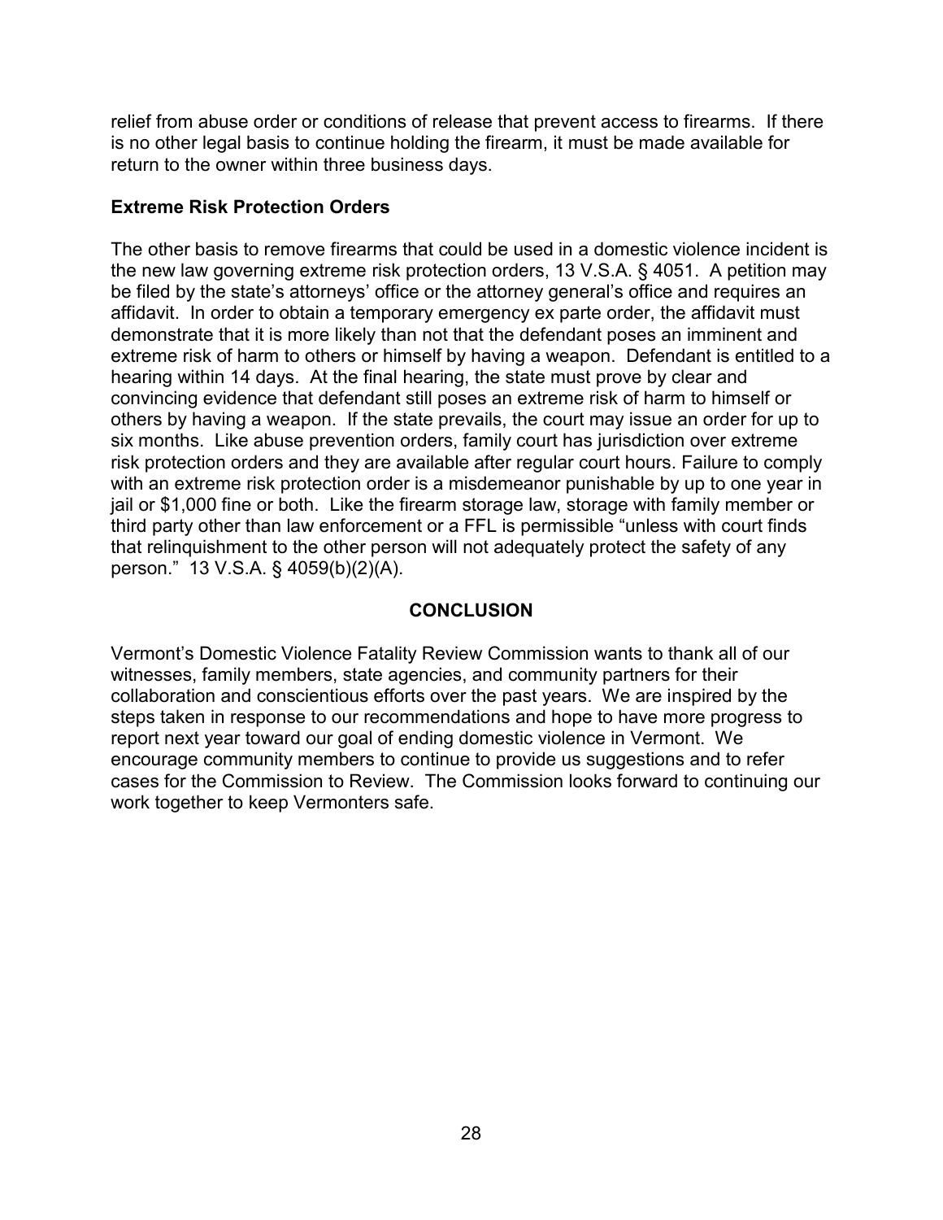relief from abuse order or conditions of release that prevent access to firearms. If there is no other legal basis to continue holding the firearm, it must be made available for return to the owner within three business days.

### Extreme Risk Protection Orders

The other basis to remove firearms that could be used in a domestic violence incident is the new law governing extreme risk protection orders, 13 V.S.A. § 4051. A petition may be filed by the state's attorneys' office or the attorney general's office and requires an affidavit. In order to obtain a temporary emergency ex parte order, the affidavit must demonstrate that it is more likely than not that the defendant poses an imminent and extreme risk of harm to others or himself by having a weapon. Defendant is entitled to a hearing within 14 days. At the final hearing, the state must prove by clear and convincing evidence that defendant still poses an extreme risk of harm to himself or others by having a weapon. If the state prevails, the court may issue an order for up to six months. Like abuse prevention orders, family court has jurisdiction over extreme risk protection orders and they are available after regular court hours. Failure to comply with an extreme risk protection order is a misdemeanor punishable by up to one year in jail or $1,000 fine or both. Like the firearm storage law, storage with family member or third party other than law enforcement or a FFL is permissible "unless with court finds that relinquishment to the other person will not adequately protect the safety of any person." 13 V.S.A. § 4059(b)(2)(A).

## CONCLUSION

Vermont's Domestic Violence Fatality Review Commission wants to thank all of our witnesses, family members, state agencies, and community partners for their collaboration and conscientious efforts over the past years. We are inspired by the steps taken in response to our recommendations and hope to have more progress to report next year toward our goal of ending domestic violence in Vermont. We encourage community members to continue to provide us suggestions and to refer cases for the Commission to Review. The Commission looks forward to continuing our work together to keep Vermonters safe.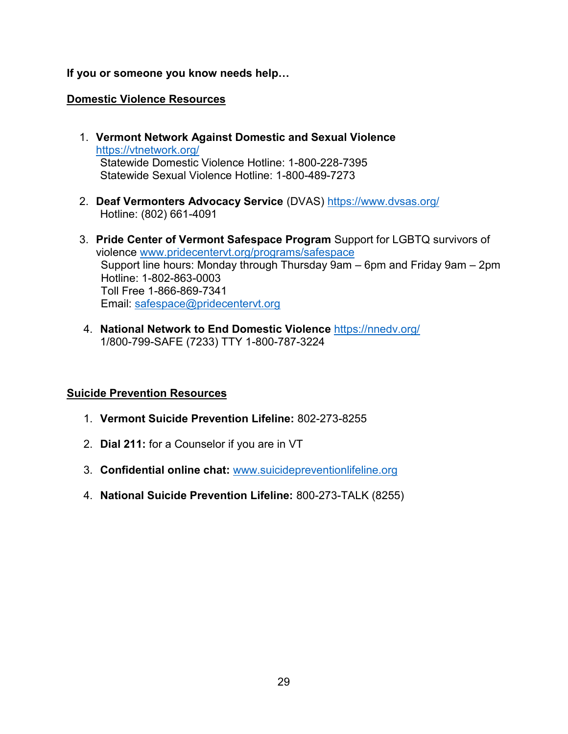**If you or someone you know needs help…**

## Domestic Violence Resources

1. **Vermont Network Against Domestic and Sexual Violence** https://vtnetwork.org/
   Statewide Domestic Violence Hotline: 1-800-228-7395
   Statewide Sexual Violence Hotline: 1-800-489-7273

2. **Deaf Vermonters Advocacy Service** (DVAS) https://www.dvsas.org/
   Hotline: (802) 661-4091

3. **Pride Center of Vermont Safespace Program** Support for LGBTQ survivors of violence www.pridecentervt.org/programs/safespace
   Support line hours: Monday through Thursday 9am – 6pm and Friday 9am – 2pm
   Hotline: 1-802-863-0003
   Toll Free 1-866-869-7341
   Email: safespace@pridecentervt.org

4. **National Network to End Domestic Violence** https://nnedv.org/
   1/800-799-SAFE (7233) TTY 1-800-787-3224

## Suicide Prevention Resources

1. **Vermont Suicide Prevention Lifeline:** 802-273-8255

2. **Dial 211:** for a Counselor if you are in VT

3. **Confidential online chat:** www.suicidepreventionlifeline.org

4. **National Suicide Prevention Lifeline:** 800-273-TALK (8255)